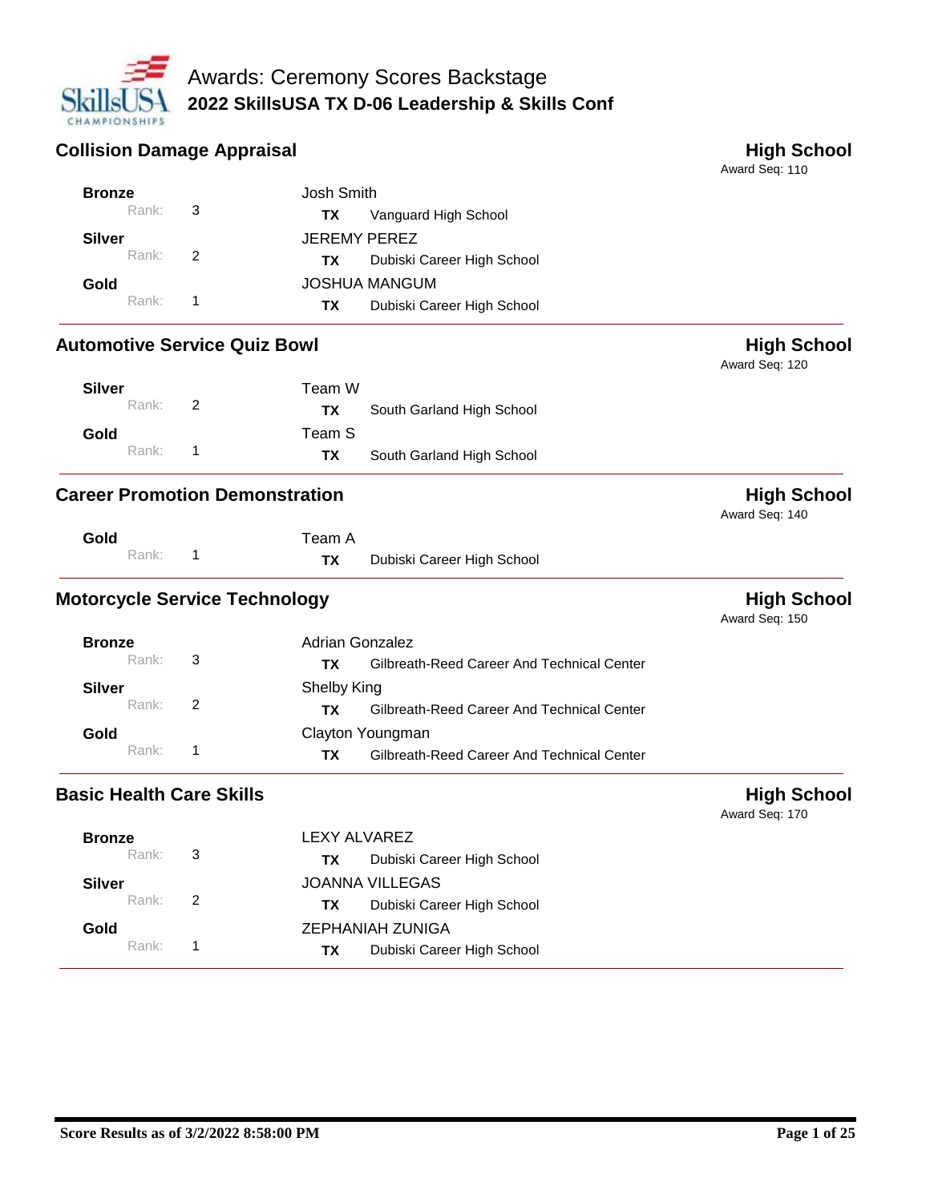# Awards: Ceremony Scores Backstage

## 2022 SkillsUSA TX D-06 Leadership & Skills Conf

### Collision Damage Appraisal

**High School**
Award Seq: 110

| Award | Rank | Name | State | School |
|---|---|---|---|---|
| **Bronze** | 3 | Josh Smith | **TX** | Vanguard High School |
| **Silver** | 2 | JEREMY PEREZ | **TX** | Dubiski Career High School |
| **Gold** | 1 | JOSHUA MANGUM | **TX** | Dubiski Career High School |

### Automotive Service Quiz Bowl

**High School**
Award Seq: 120

| Award | Rank | Name | State | School |
|---|---|---|---|---|
| **Silver** | 2 | Team W | **TX** | South Garland High School |
| **Gold** | 1 | Team S | **TX** | South Garland High School |

### Career Promotion Demonstration

**High School**
Award Seq: 140

| Award | Rank | Name | State | School |
|---|---|---|---|---|
| **Gold** | 1 | Team A | **TX** | Dubiski Career High School |

### Motorcycle Service Technology

**High School**
Award Seq: 150

| Award | Rank | Name | State | School |
|---|---|---|---|---|
| **Bronze** | 3 | Adrian Gonzalez | **TX** | Gilbreath-Reed Career And Technical Center |
| **Silver** | 2 | Shelby King | **TX** | Gilbreath-Reed Career And Technical Center |
| **Gold** | 1 | Clayton Youngman | **TX** | Gilbreath-Reed Career And Technical Center |

### Basic Health Care Skills

**High School**
Award Seq: 170

| Award | Rank | Name | State | School |
|---|---|---|---|---|
| **Bronze** | 3 | LEXY ALVAREZ | **TX** | Dubiski Career High School |
| **Silver** | 2 | JOANNA VILLEGAS | **TX** | Dubiski Career High School |
| **Gold** | 1 | ZEPHANIAH ZUNIGA | **TX** | Dubiski Career High School |

Score Results as of 3/2/2022 8:58:00 PM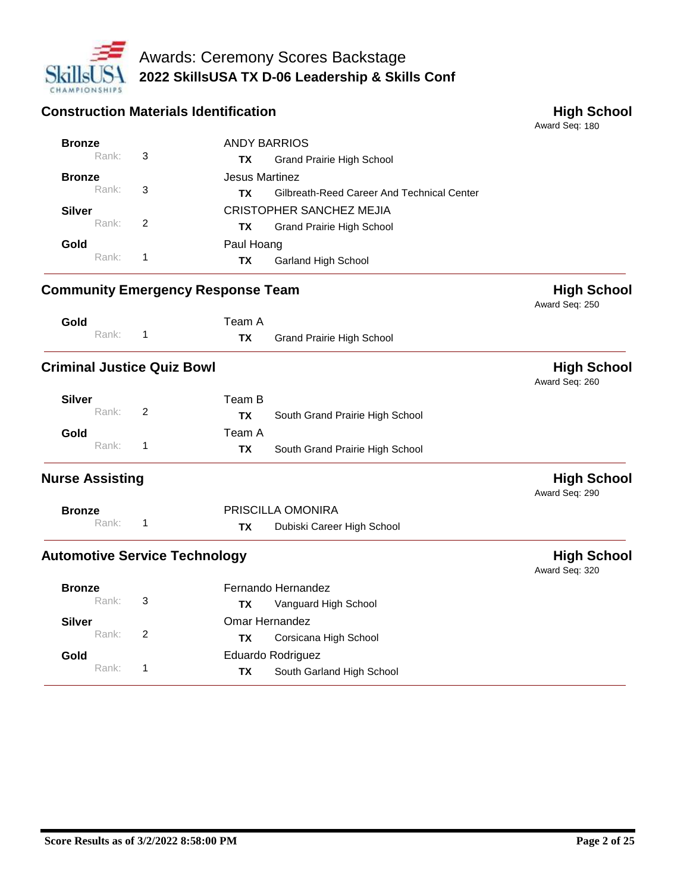# Awards: Ceremony Scores Backstage

## 2022 SkillsUSA TX D-06 Leadership & Skills Conf

### Construction Materials Identification

**High School**
Award Seq: 180

| Award | Rank | Name | State | School |
|---|---|---|---|---|
| **Bronze** | 3 | ANDY BARRIOS | TX | Grand Prairie High School |
| **Bronze** | 3 | Jesus Martinez | TX | Gilbreath-Reed Career And Technical Center |
| **Silver** | 2 | CRISTOPHER SANCHEZ MEJIA | TX | Grand Prairie High School |
| **Gold** | 1 | Paul Hoang | TX | Garland High School |

### Community Emergency Response Team

**High School**
Award Seq: 250

| Award | Rank | Name | State | School |
|---|---|---|---|---|
| **Gold** | 1 | Team A | TX | Grand Prairie High School |

### Criminal Justice Quiz Bowl

**High School**
Award Seq: 260

| Award | Rank | Name | State | School |
|---|---|---|---|---|
| **Silver** | 2 | Team B | TX | South Grand Prairie High School |
| **Gold** | 1 | Team A | TX | South Grand Prairie High School |

### Nurse Assisting

**High School**
Award Seq: 290

| Award | Rank | Name | State | School |
|---|---|---|---|---|
| **Bronze** | 1 | PRISCILLA OMONIRA | TX | Dubiski Career High School |

### Automotive Service Technology

**High School**
Award Seq: 320

| Award | Rank | Name | State | School |
|---|---|---|---|---|
| **Bronze** | 3 | Fernando Hernandez | TX | Vanguard High School |
| **Silver** | 2 | Omar Hernandez | TX | Corsicana High School |
| **Gold** | 1 | Eduardo Rodriguez | TX | South Garland High School |

**Score Results as of 3/2/2022 8:58:00 PM**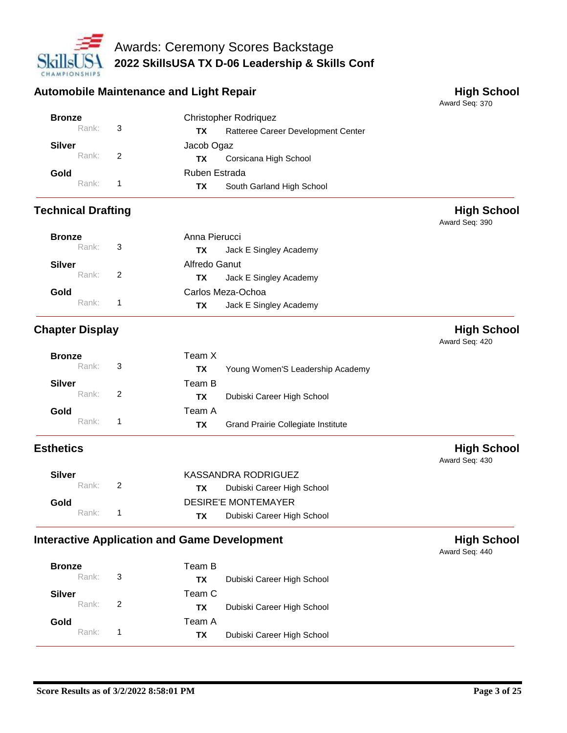Awards: Ceremony Scores Backstage

**2022 SkillsUSA TX D-06 Leadership & Skills Conf**

## Automobile Maintenance and Light Repair

**High School**
Award Seq: 370

| Award | Rank | Name | State | School |
|---|---|---|---|---|
| **Bronze** | 3 | Christopher Rodriquez | TX | Ratteree Career Development Center |
| **Silver** | 2 | Jacob Ogaz | TX | Corsicana High School |
| **Gold** | 1 | Ruben Estrada | TX | South Garland High School |

## Technical Drafting

**High School**
Award Seq: 390

| Award | Rank | Name | State | School |
|---|---|---|---|---|
| **Bronze** | 3 | Anna Pierucci | TX | Jack E Singley Academy |
| **Silver** | 2 | Alfredo Ganut | TX | Jack E Singley Academy |
| **Gold** | 1 | Carlos Meza-Ochoa | TX | Jack E Singley Academy |

## Chapter Display

**High School**
Award Seq: 420

| Award | Rank | Name | State | School |
|---|---|---|---|---|
| **Bronze** | 3 | Team X | TX | Young Women'S Leadership Academy |
| **Silver** | 2 | Team B | TX | Dubiski Career High School |
| **Gold** | 1 | Team A | TX | Grand Prairie Collegiate Institute |

## Esthetics

**High School**
Award Seq: 430

| Award | Rank | Name | State | School |
|---|---|---|---|---|
| **Silver** | 2 | KASSANDRA RODRIGUEZ | TX | Dubiski Career High School |
| **Gold** | 1 | DESIRE'E MONTEMAYER | TX | Dubiski Career High School |

## Interactive Application and Game Development

**High School**
Award Seq: 440

| Award | Rank | Name | State | School |
|---|---|---|---|---|
| **Bronze** | 3 | Team B | TX | Dubiski Career High School |
| **Silver** | 2 | Team C | TX | Dubiski Career High School |
| **Gold** | 1 | Team A | TX | Dubiski Career High School |

**Score Results as of 3/2/2022 8:58:01 PM**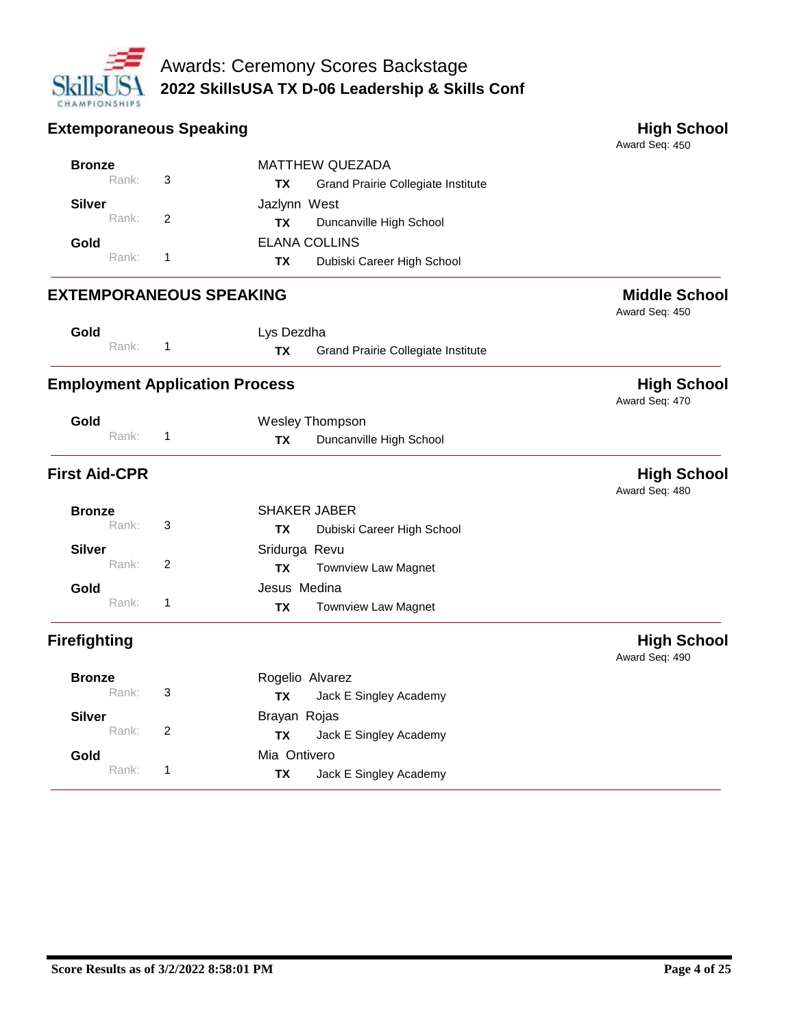# Awards: Ceremony Scores Backstage

## 2022 SkillsUSA TX D-06 Leadership & Skills Conf

### Extemporaneous Speaking — High School

Award Seq: 450

| Award | Rank | Name | State | School |
|---|---|---|---|---|
| Bronze | 3 | MATTHEW QUEZADA | TX | Grand Prairie Collegiate Institute |
| Silver | 2 | Jazlynn West | TX | Duncanville High School |
| Gold | 1 | ELANA COLLINS | TX | Dubiski Career High School |

### EXTEMPORANEOUS SPEAKING — Middle School

Award Seq: 450

| Award | Rank | Name | State | School |
|---|---|---|---|---|
| Gold | 1 | Lys Dezdha | TX | Grand Prairie Collegiate Institute |

### Employment Application Process — High School

Award Seq: 470

| Award | Rank | Name | State | School |
|---|---|---|---|---|
| Gold | 1 | Wesley Thompson | TX | Duncanville High School |

### First Aid-CPR — High School

Award Seq: 480

| Award | Rank | Name | State | School |
|---|---|---|---|---|
| Bronze | 3 | SHAKER JABER | TX | Dubiski Career High School |
| Silver | 2 | Sridurga Revu | TX | Townview Law Magnet |
| Gold | 1 | Jesus Medina | TX | Townview Law Magnet |

### Firefighting — High School

Award Seq: 490

| Award | Rank | Name | State | School |
|---|---|---|---|---|
| Bronze | 3 | Rogelio Alvarez | TX | Jack E Singley Academy |
| Silver | 2 | Brayan Rojas | TX | Jack E Singley Academy |
| Gold | 1 | Mia Ontivero | TX | Jack E Singley Academy |

**Score Results as of 3/2/2022 8:58:01 PM**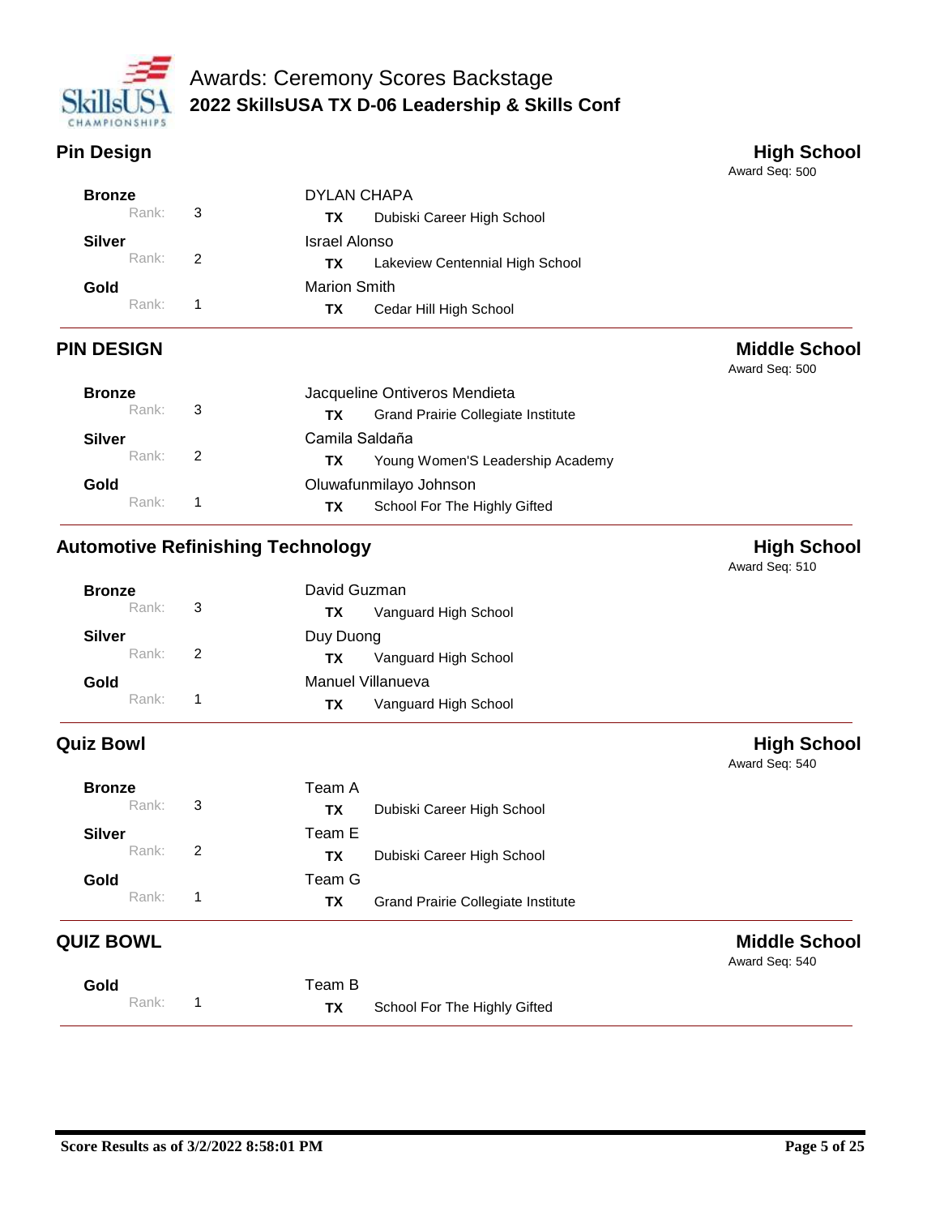# Awards: Ceremony Scores Backstage

## 2022 SkillsUSA TX D-06 Leadership & Skills Conf

### Pin Design — High School

Award Seq: 500

| Award | Rank | Name | State | School |
|---|---|---|---|---|
| Bronze | 3 | DYLAN CHAPA | TX | Dubiski Career High School |
| Silver | 2 | Israel Alonso | TX | Lakeview Centennial High School |
| Gold | 1 | Marion Smith | TX | Cedar Hill High School |

### PIN DESIGN — Middle School

Award Seq: 500

| Award | Rank | Name | State | School |
|---|---|---|---|---|
| Bronze | 3 | Jacqueline Ontiveros Mendieta | TX | Grand Prairie Collegiate Institute |
| Silver | 2 | Camila Saldaña | TX | Young Women'S Leadership Academy |
| Gold | 1 | Oluwafunmilayo Johnson | TX | School For The Highly Gifted |

### Automotive Refinishing Technology — High School

Award Seq: 510

| Award | Rank | Name | State | School |
|---|---|---|---|---|
| Bronze | 3 | David Guzman | TX | Vanguard High School |
| Silver | 2 | Duy Duong | TX | Vanguard High School |
| Gold | 1 | Manuel Villanueva | TX | Vanguard High School |

### Quiz Bowl — High School

Award Seq: 540

| Award | Rank | Name | State | School |
|---|---|---|---|---|
| Bronze | 3 | Team A | TX | Dubiski Career High School |
| Silver | 2 | Team E | TX | Dubiski Career High School |
| Gold | 1 | Team G | TX | Grand Prairie Collegiate Institute |

### QUIZ BOWL — Middle School

Award Seq: 540

| Award | Rank | Name | State | School |
|---|---|---|---|---|
| Gold | 1 | Team B | TX | School For The Highly Gifted |

Score Results as of 3/2/2022 8:58:01 PM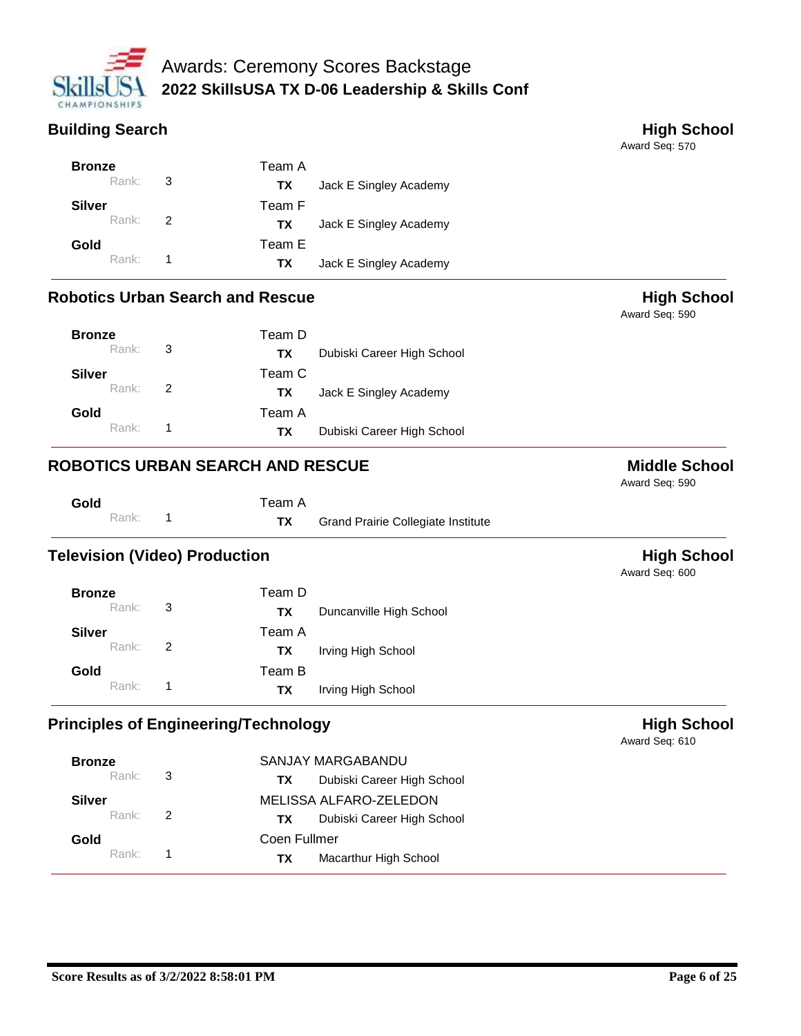# Awards: Ceremony Scores Backstage

## 2022 SkillsUSA TX D-06 Leadership & Skills Conf

### Building Search

**High School**
Award Seq: 570

| Award | Rank | Contestant | State | School |
|---|---|---|---|---|
| **Bronze** | 3 | Team A | **TX** | Jack E Singley Academy |
| **Silver** | 2 | Team F | **TX** | Jack E Singley Academy |
| **Gold** | 1 | Team E | **TX** | Jack E Singley Academy |

### Robotics Urban Search and Rescue

**High School**
Award Seq: 590

| Award | Rank | Contestant | State | School |
|---|---|---|---|---|
| **Bronze** | 3 | Team D | **TX** | Dubiski Career High School |
| **Silver** | 2 | Team C | **TX** | Jack E Singley Academy |
| **Gold** | 1 | Team A | **TX** | Dubiski Career High School |

### ROBOTICS URBAN SEARCH AND RESCUE

**Middle School**
Award Seq: 590

| Award | Rank | Contestant | State | School |
|---|---|---|---|---|
| **Gold** | 1 | Team A | **TX** | Grand Prairie Collegiate Institute |

### Television (Video) Production

**High School**
Award Seq: 600

| Award | Rank | Contestant | State | School |
|---|---|---|---|---|
| **Bronze** | 3 | Team D | **TX** | Duncanville High School |
| **Silver** | 2 | Team A | **TX** | Irving High School |
| **Gold** | 1 | Team B | **TX** | Irving High School |

### Principles of Engineering/Technology

**High School**
Award Seq: 610

| Award | Rank | Contestant | State | School |
|---|---|---|---|---|
| **Bronze** | 3 | SANJAY MARGABANDU | **TX** | Dubiski Career High School |
| **Silver** | 2 | MELISSA ALFARO-ZELEDON | **TX** | Dubiski Career High School |
| **Gold** | 1 | Coen Fullmer | **TX** | Macarthur High School |

**Score Results as of 3/2/2022 8:58:01 PM**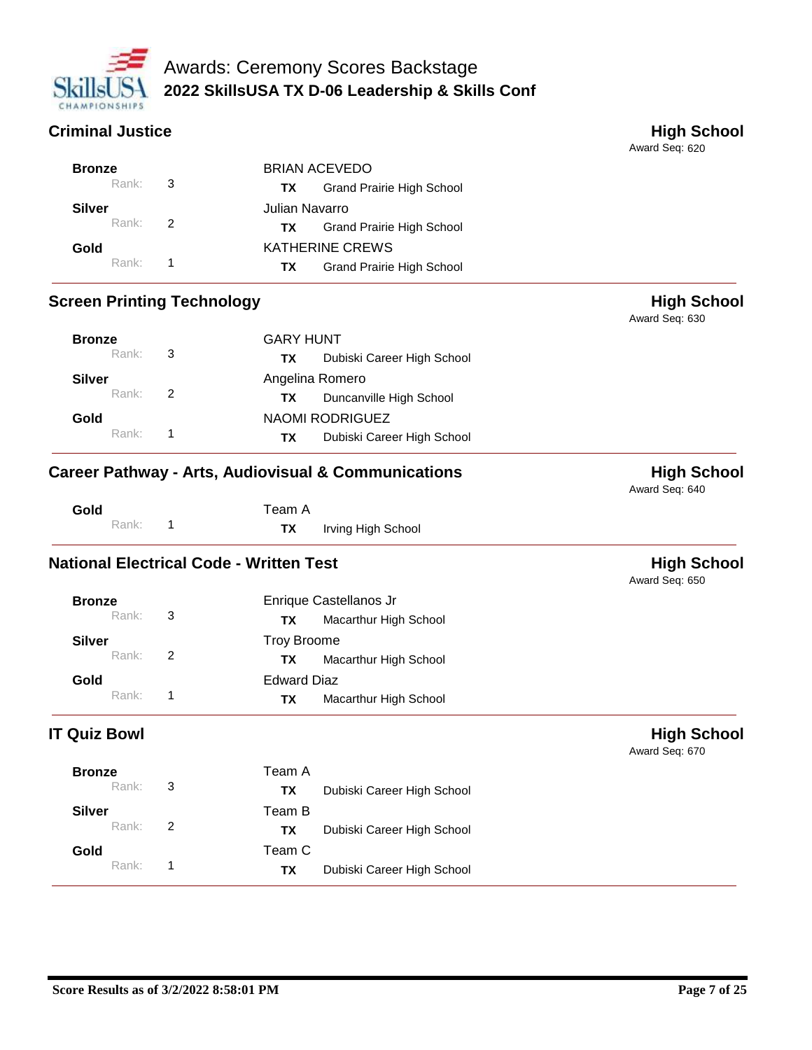# Awards: Ceremony Scores Backstage

**2022 SkillsUSA TX D-06 Leadership & Skills Conf**

## Criminal Justice

**High School**
Award Seq: 620

| Award | Rank | Name | State | School |
|---|---|---|---|---|
| **Bronze** | 3 | BRIAN ACEVEDO | TX | Grand Prairie High School |
| **Silver** | 2 | Julian Navarro | TX | Grand Prairie High School |
| **Gold** | 1 | KATHERINE CREWS | TX | Grand Prairie High School |

## Screen Printing Technology

**High School**
Award Seq: 630

| Award | Rank | Name | State | School |
|---|---|---|---|---|
| **Bronze** | 3 | GARY HUNT | TX | Dubiski Career High School |
| **Silver** | 2 | Angelina Romero | TX | Duncanville High School |
| **Gold** | 1 | NAOMI RODRIGUEZ | TX | Dubiski Career High School |

## Career Pathway - Arts, Audiovisual & Communications

**High School**
Award Seq: 640

| Award | Rank | Name | State | School |
|---|---|---|---|---|
| **Gold** | 1 | Team A | TX | Irving High School |

## National Electrical Code - Written Test

**High School**
Award Seq: 650

| Award | Rank | Name | State | School |
|---|---|---|---|---|
| **Bronze** | 3 | Enrique Castellanos Jr | TX | Macarthur High School |
| **Silver** | 2 | Troy Broome | TX | Macarthur High School |
| **Gold** | 1 | Edward Diaz | TX | Macarthur High School |

## IT Quiz Bowl

**High School**
Award Seq: 670

| Award | Rank | Name | State | School |
|---|---|---|---|---|
| **Bronze** | 3 | Team A | TX | Dubiski Career High School |
| **Silver** | 2 | Team B | TX | Dubiski Career High School |
| **Gold** | 1 | Team C | TX | Dubiski Career High School |

**Score Results as of 3/2/2022 8:58:01 PM**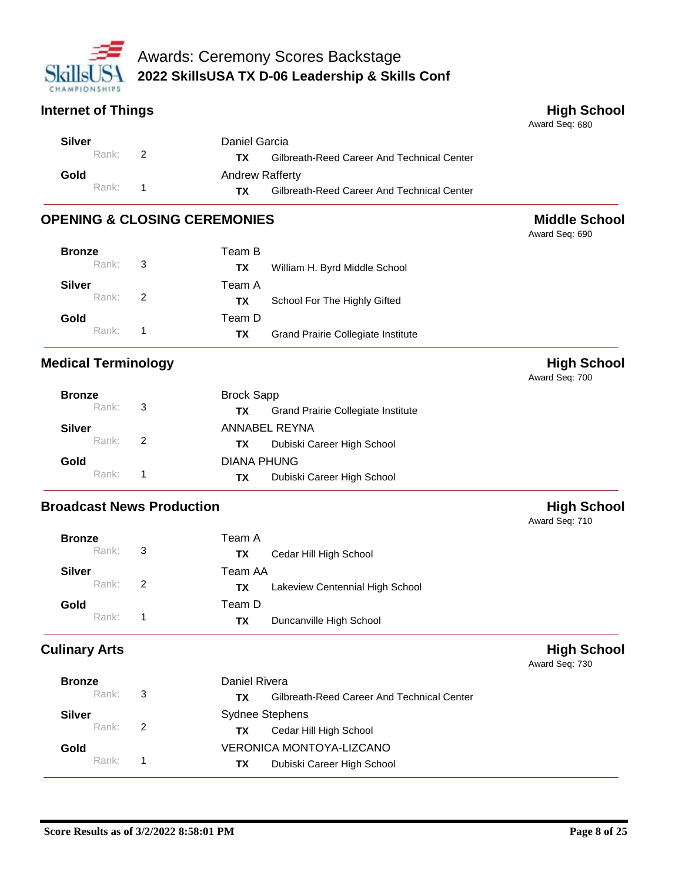# Awards: Ceremony Scores Backstage

## 2022 SkillsUSA TX D-06 Leadership & Skills Conf

### Internet of Things — High School

Award Seq: 680

| Award | Rank | Name | State | School |
|---|---|---|---|---|
| **Silver** | 2 | Daniel Garcia | **TX** | Gilbreath-Reed Career And Technical Center |
| **Gold** | 1 | Andrew Rafferty | **TX** | Gilbreath-Reed Career And Technical Center |

### OPENING & CLOSING CEREMONIES — Middle School

Award Seq: 690

| Award | Rank | Name | State | School |
|---|---|---|---|---|
| **Bronze** | 3 | Team B | **TX** | William H. Byrd Middle School |
| **Silver** | 2 | Team A | **TX** | School For The Highly Gifted |
| **Gold** | 1 | Team D | **TX** | Grand Prairie Collegiate Institute |

### Medical Terminology — High School

Award Seq: 700

| Award | Rank | Name | State | School |
|---|---|---|---|---|
| **Bronze** | 3 | Brock Sapp | **TX** | Grand Prairie Collegiate Institute |
| **Silver** | 2 | ANNABEL REYNA | **TX** | Dubiski Career High School |
| **Gold** | 1 | DIANA PHUNG | **TX** | Dubiski Career High School |

### Broadcast News Production — High School

Award Seq: 710

| Award | Rank | Name | State | School |
|---|---|---|---|---|
| **Bronze** | 3 | Team A | **TX** | Cedar Hill High School |
| **Silver** | 2 | Team AA | **TX** | Lakeview Centennial High School |
| **Gold** | 1 | Team D | **TX** | Duncanville High School |

### Culinary Arts — High School

Award Seq: 730

| Award | Rank | Name | State | School |
|---|---|---|---|---|
| **Bronze** | 3 | Daniel Rivera | **TX** | Gilbreath-Reed Career And Technical Center |
| **Silver** | 2 | Sydnee Stephens | **TX** | Cedar Hill High School |
| **Gold** | 1 | VERONICA MONTOYA-LIZCANO | **TX** | Dubiski Career High School |

**Score Results as of 3/2/2022 8:58:01 PM**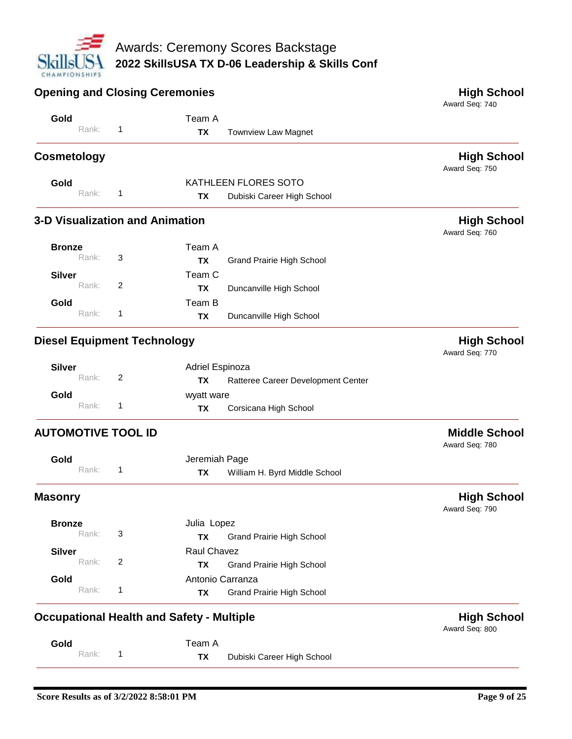# Awards: Ceremony Scores Backstage

## 2022 SkillsUSA TX D-06 Leadership & Skills Conf

### Opening and Closing Ceremonies

**High School**
Award Seq: 740

| Award | Rank | Contestant | State | School |
|---|---|---|---|---|
| **Gold** | 1 | Team A | **TX** | Townview Law Magnet |

### Cosmetology

**High School**
Award Seq: 750

| Award | Rank | Contestant | State | School |
|---|---|---|---|---|
| **Gold** | 1 | KATHLEEN FLORES SOTO | **TX** | Dubiski Career High School |

### 3-D Visualization and Animation

**High School**
Award Seq: 760

| Award | Rank | Contestant | State | School |
|---|---|---|---|---|
| **Bronze** | 3 | Team A | **TX** | Grand Prairie High School |
| **Silver** | 2 | Team C | **TX** | Duncanville High School |
| **Gold** | 1 | Team B | **TX** | Duncanville High School |

### Diesel Equipment Technology

**High School**
Award Seq: 770

| Award | Rank | Contestant | State | School |
|---|---|---|---|---|
| **Silver** | 2 | Adriel Espinoza | **TX** | Ratteree Career Development Center |
| **Gold** | 1 | wyatt ware | **TX** | Corsicana High School |

### AUTOMOTIVE TOOL ID

**Middle School**
Award Seq: 780

| Award | Rank | Contestant | State | School |
|---|---|---|---|---|
| **Gold** | 1 | Jeremiah Page | **TX** | William H. Byrd Middle School |

### Masonry

**High School**
Award Seq: 790

| Award | Rank | Contestant | State | School |
|---|---|---|---|---|
| **Bronze** | 3 | Julia Lopez | **TX** | Grand Prairie High School |
| **Silver** | 2 | Raul Chavez | **TX** | Grand Prairie High School |
| **Gold** | 1 | Antonio Carranza | **TX** | Grand Prairie High School |

### Occupational Health and Safety - Multiple

**High School**
Award Seq: 800

| Award | Rank | Contestant | State | School |
|---|---|---|---|---|
| **Gold** | 1 | Team A | **TX** | Dubiski Career High School |

**Score Results as of 3/2/2022 8:58:01 PM**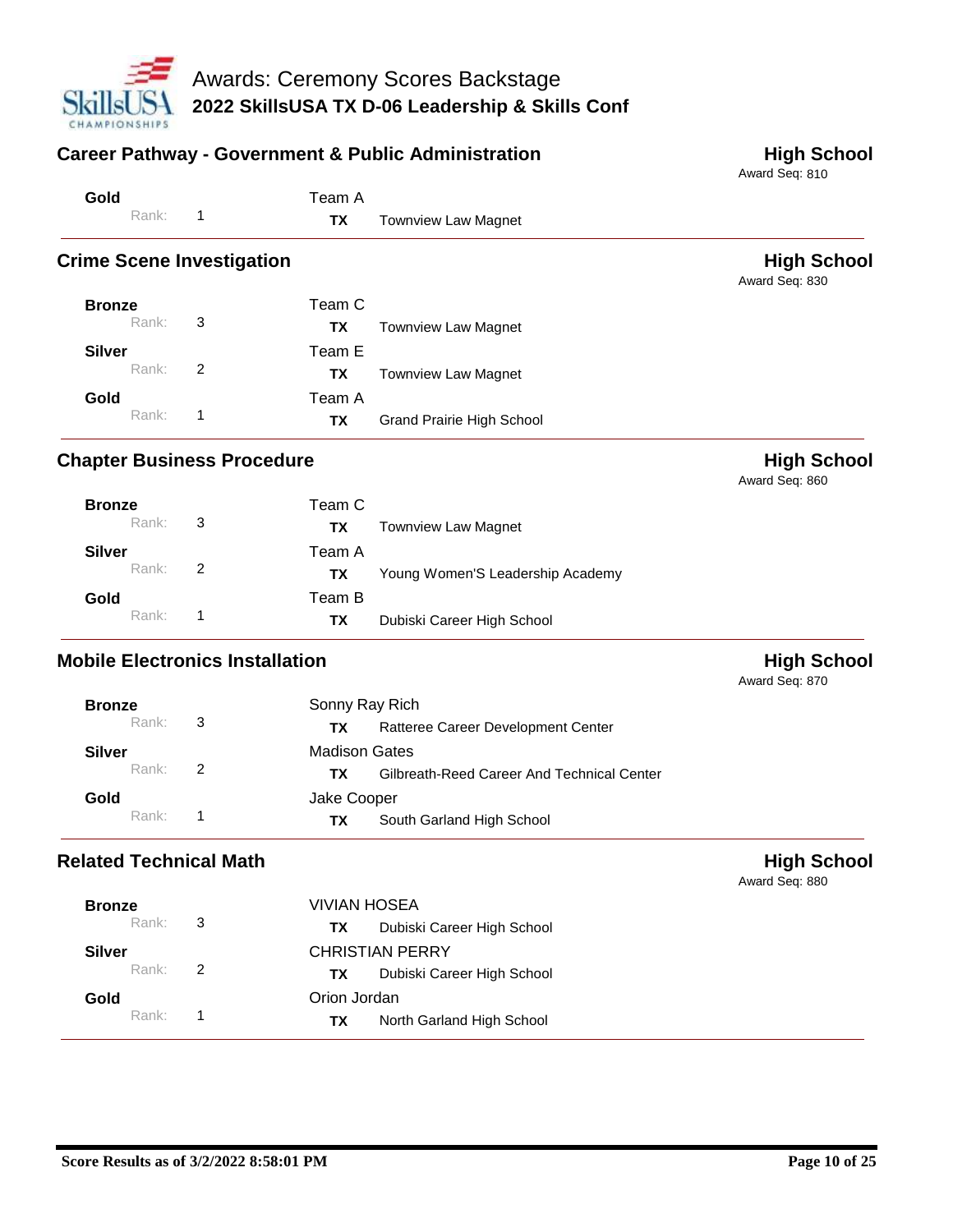# Awards: Ceremony Scores Backstage

## 2022 SkillsUSA TX D-06 Leadership & Skills Conf

### Career Pathway - Government & Public Administration

**High School**
Award Seq: 810

| Award | Rank | Name | State | School |
|---|---|---|---|---|
| **Gold** | 1 | Team A | **TX** | Townview Law Magnet |

### Crime Scene Investigation

**High School**
Award Seq: 830

| Award | Rank | Name | State | School |
|---|---|---|---|---|
| **Bronze** | 3 | Team C | **TX** | Townview Law Magnet |
| **Silver** | 2 | Team E | **TX** | Townview Law Magnet |
| **Gold** | 1 | Team A | **TX** | Grand Prairie High School |

### Chapter Business Procedure

**High School**
Award Seq: 860

| Award | Rank | Name | State | School |
|---|---|---|---|---|
| **Bronze** | 3 | Team C | **TX** | Townview Law Magnet |
| **Silver** | 2 | Team A | **TX** | Young Women'S Leadership Academy |
| **Gold** | 1 | Team B | **TX** | Dubiski Career High School |

### Mobile Electronics Installation

**High School**
Award Seq: 870

| Award | Rank | Name | State | School |
|---|---|---|---|---|
| **Bronze** | 3 | Sonny Ray Rich | **TX** | Ratteree Career Development Center |
| **Silver** | 2 | Madison Gates | **TX** | Gilbreath-Reed Career And Technical Center |
| **Gold** | 1 | Jake Cooper | **TX** | South Garland High School |

### Related Technical Math

**High School**
Award Seq: 880

| Award | Rank | Name | State | School |
|---|---|---|---|---|
| **Bronze** | 3 | VIVIAN HOSEA | **TX** | Dubiski Career High School |
| **Silver** | 2 | CHRISTIAN PERRY | **TX** | Dubiski Career High School |
| **Gold** | 1 | Orion Jordan | **TX** | North Garland High School |

**Score Results as of 3/2/2022 8:58:01 PM**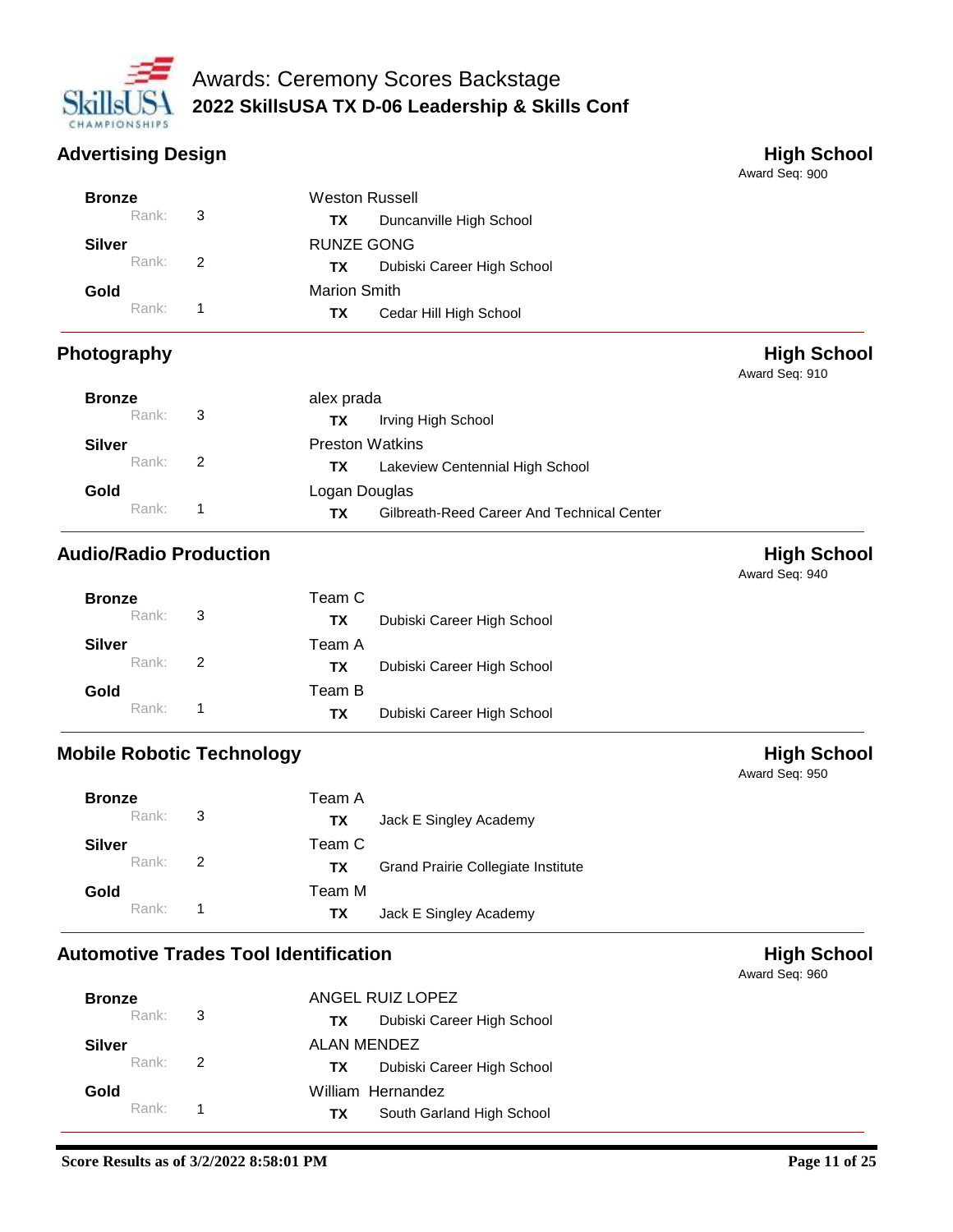# Awards: Ceremony Scores Backstage

## 2022 SkillsUSA TX D-06 Leadership & Skills Conf

### Advertising Design

**High School**
Award Seq: 900

| Award | Rank | Name | State | School |
|---|---|---|---|---|
| **Bronze** | 3 | Weston Russell | TX | Duncanville High School |
| **Silver** | 2 | RUNZE GONG | TX | Dubiski Career High School |
| **Gold** | 1 | Marion Smith | TX | Cedar Hill High School |

### Photography

**High School**
Award Seq: 910

| Award | Rank | Name | State | School |
|---|---|---|---|---|
| **Bronze** | 3 | alex prada | TX | Irving High School |
| **Silver** | 2 | Preston Watkins | TX | Lakeview Centennial High School |
| **Gold** | 1 | Logan Douglas | TX | Gilbreath-Reed Career And Technical Center |

### Audio/Radio Production

**High School**
Award Seq: 940

| Award | Rank | Name | State | School |
|---|---|---|---|---|
| **Bronze** | 3 | Team C | TX | Dubiski Career High School |
| **Silver** | 2 | Team A | TX | Dubiski Career High School |
| **Gold** | 1 | Team B | TX | Dubiski Career High School |

### Mobile Robotic Technology

**High School**
Award Seq: 950

| Award | Rank | Name | State | School |
|---|---|---|---|---|
| **Bronze** | 3 | Team A | TX | Jack E Singley Academy |
| **Silver** | 2 | Team C | TX | Grand Prairie Collegiate Institute |
| **Gold** | 1 | Team M | TX | Jack E Singley Academy |

### Automotive Trades Tool Identification

**High School**
Award Seq: 960

| Award | Rank | Name | State | School |
|---|---|---|---|---|
| **Bronze** | 3 | ANGEL RUIZ LOPEZ | TX | Dubiski Career High School |
| **Silver** | 2 | ALAN MENDEZ | TX | Dubiski Career High School |
| **Gold** | 1 | William Hernandez | TX | South Garland High School |

**Score Results as of 3/2/2022 8:58:01 PM**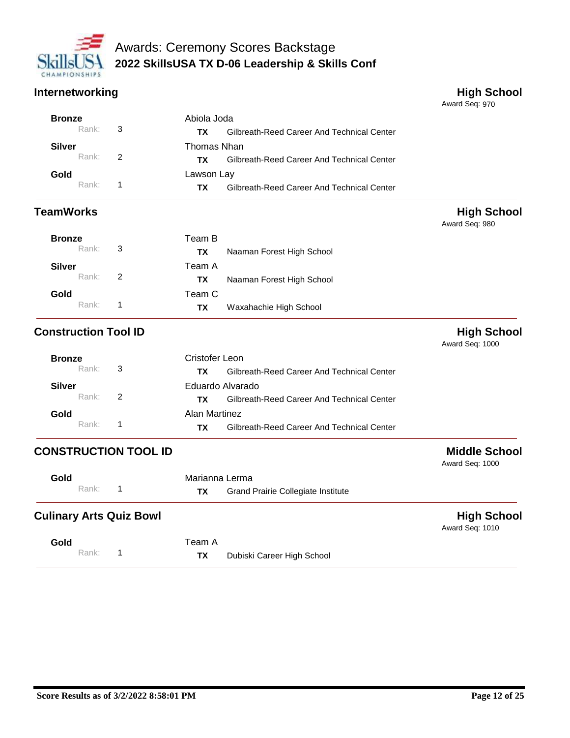# Awards: Ceremony Scores Backstage

## 2022 SkillsUSA TX D-06 Leadership & Skills Conf

### Internetworking

**High School**
Award Seq: 970

| Award | Rank | Name | State | School |
|---|---|---|---|---|
| **Bronze** | 3 | Abiola Joda | **TX** | Gilbreath-Reed Career And Technical Center |
| **Silver** | 2 | Thomas Nhan | **TX** | Gilbreath-Reed Career And Technical Center |
| **Gold** | 1 | Lawson Lay | **TX** | Gilbreath-Reed Career And Technical Center |

### TeamWorks

**High School**
Award Seq: 980

| Award | Rank | Name | State | School |
|---|---|---|---|---|
| **Bronze** | 3 | Team B | **TX** | Naaman Forest High School |
| **Silver** | 2 | Team A | **TX** | Naaman Forest High School |
| **Gold** | 1 | Team C | **TX** | Waxahachie High School |

### Construction Tool ID

**High School**
Award Seq: 1000

| Award | Rank | Name | State | School |
|---|---|---|---|---|
| **Bronze** | 3 | Cristofer Leon | **TX** | Gilbreath-Reed Career And Technical Center |
| **Silver** | 2 | Eduardo Alvarado | **TX** | Gilbreath-Reed Career And Technical Center |
| **Gold** | 1 | Alan Martinez | **TX** | Gilbreath-Reed Career And Technical Center |

### CONSTRUCTION TOOL ID

**Middle School**
Award Seq: 1000

| Award | Rank | Name | State | School |
|---|---|---|---|---|
| **Gold** | 1 | Marianna Lerma | **TX** | Grand Prairie Collegiate Institute |

### Culinary Arts Quiz Bowl

**High School**
Award Seq: 1010

| Award | Rank | Name | State | School |
|---|---|---|---|---|
| **Gold** | 1 | Team A | **TX** | Dubiski Career High School |

**Score Results as of 3/2/2022 8:58:01 PM**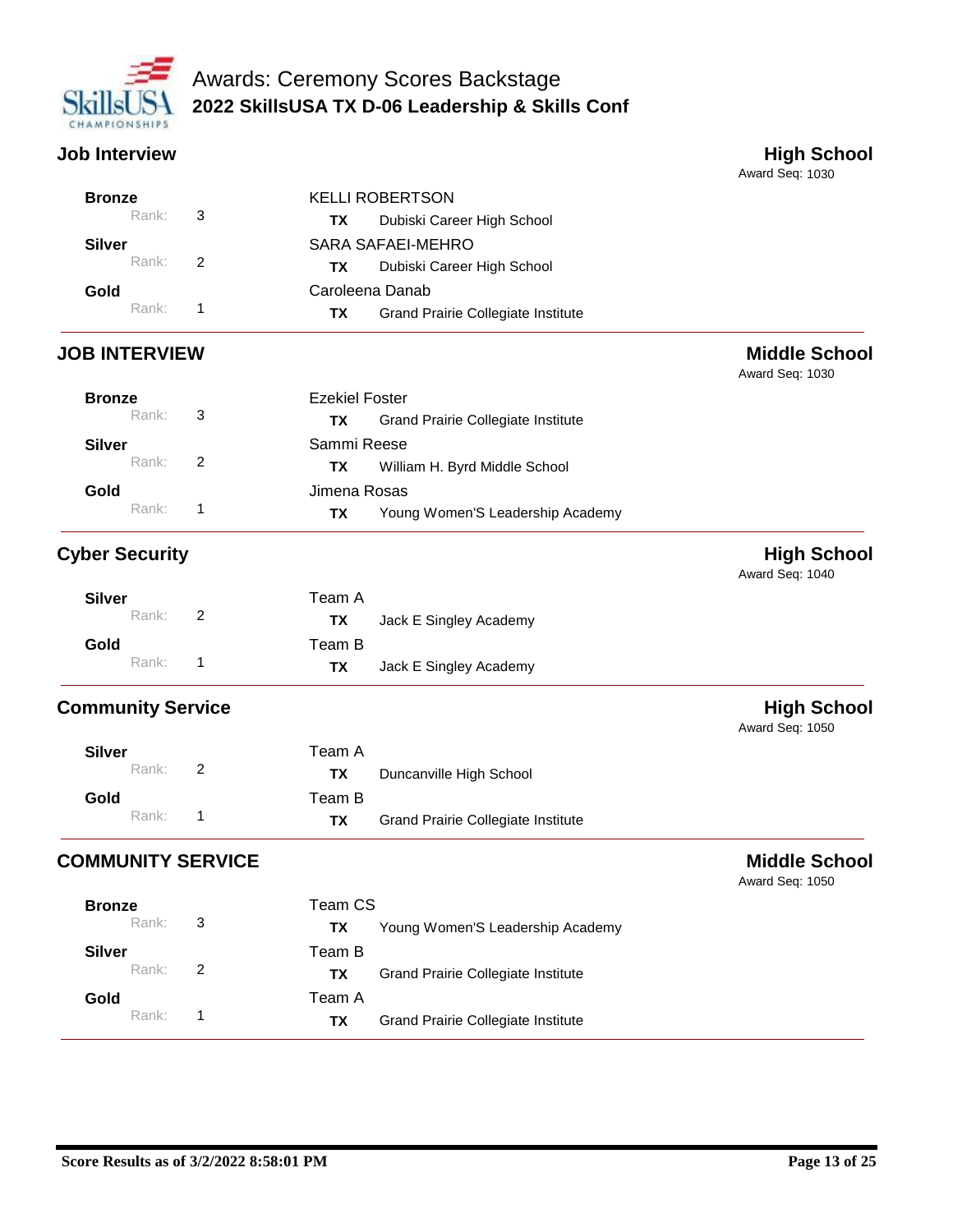# Awards: Ceremony Scores Backstage
## 2022 SkillsUSA TX D-06 Leadership & Skills Conf

### Job Interview

**High School**
Award Seq: 1030

| Award | Rank | Name | State | School |
|---|---|---|---|---|
| **Bronze** | 3 | KELLI ROBERTSON | **TX** | Dubiski Career High School |
| **Silver** | 2 | SARA SAFAEI-MEHRO | **TX** | Dubiski Career High School |
| **Gold** | 1 | Caroleena Danab | **TX** | Grand Prairie Collegiate Institute |

### JOB INTERVIEW

**Middle School**
Award Seq: 1030

| Award | Rank | Name | State | School |
|---|---|---|---|---|
| **Bronze** | 3 | Ezekiel Foster | **TX** | Grand Prairie Collegiate Institute |
| **Silver** | 2 | Sammi Reese | **TX** | William H. Byrd Middle School |
| **Gold** | 1 | Jimena Rosas | **TX** | Young Women'S Leadership Academy |

### Cyber Security

**High School**
Award Seq: 1040

| Award | Rank | Name | State | School |
|---|---|---|---|---|
| **Silver** | 2 | Team A | **TX** | Jack E Singley Academy |
| **Gold** | 1 | Team B | **TX** | Jack E Singley Academy |

### Community Service

**High School**
Award Seq: 1050

| Award | Rank | Name | State | School |
|---|---|---|---|---|
| **Silver** | 2 | Team A | **TX** | Duncanville High School |
| **Gold** | 1 | Team B | **TX** | Grand Prairie Collegiate Institute |

### COMMUNITY SERVICE

**Middle School**
Award Seq: 1050

| Award | Rank | Name | State | School |
|---|---|---|---|---|
| **Bronze** | 3 | Team CS | **TX** | Young Women'S Leadership Academy |
| **Silver** | 2 | Team B | **TX** | Grand Prairie Collegiate Institute |
| **Gold** | 1 | Team A | **TX** | Grand Prairie Collegiate Institute |

**Score Results as of 3/2/2022 8:58:01 PM**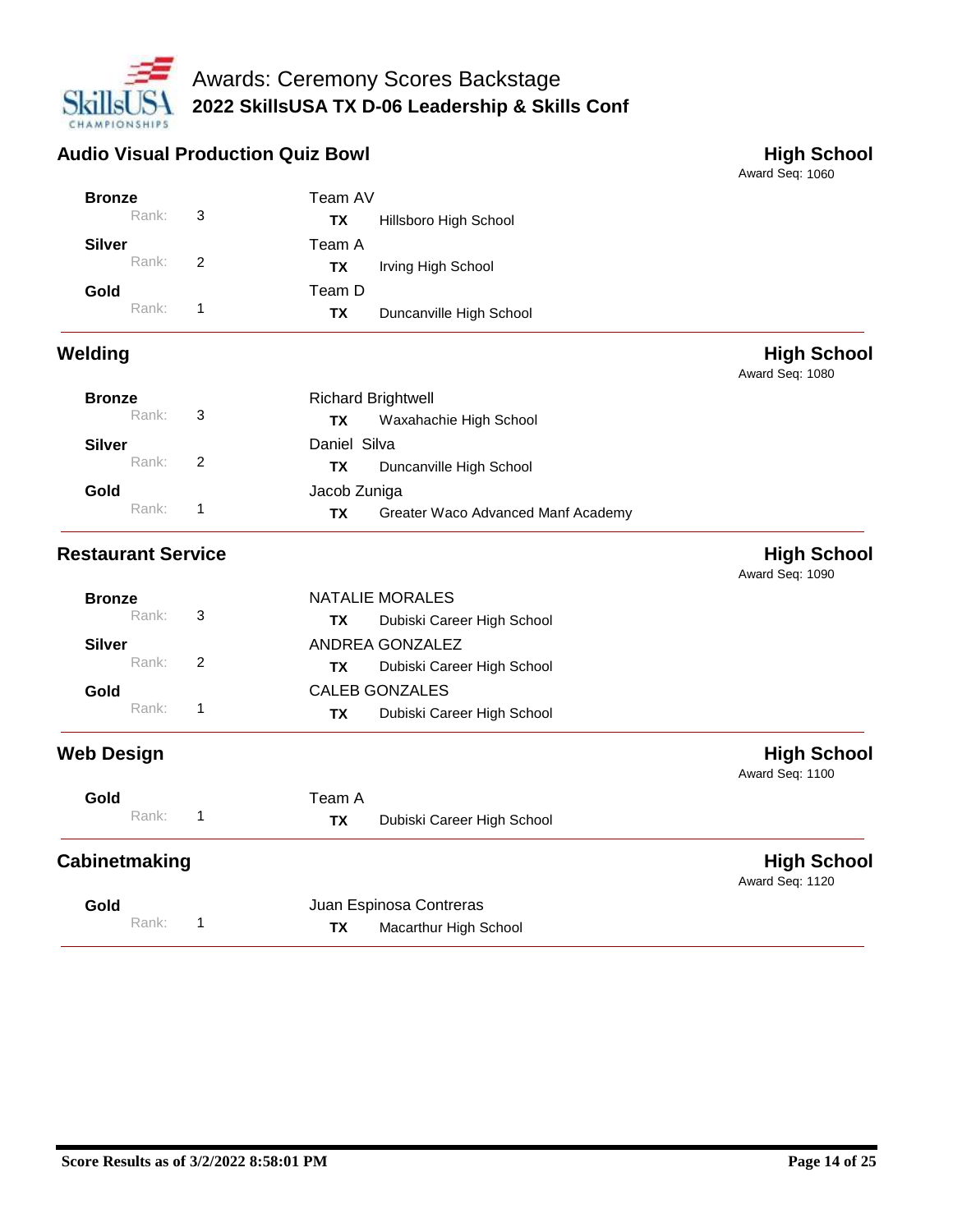# Awards: Ceremony Scores Backstage

## 2022 SkillsUSA TX D-06 Leadership & Skills Conf

### Audio Visual Production Quiz Bowl

**High School**
Award Seq: 1060

| Award | Rank | Name | State | School |
|---|---|---|---|---|
| **Bronze** | 3 | Team AV | TX | Hillsboro High School |
| **Silver** | 2 | Team A | TX | Irving High School |
| **Gold** | 1 | Team D | TX | Duncanville High School |

### Welding

**High School**
Award Seq: 1080

| Award | Rank | Name | State | School |
|---|---|---|---|---|
| **Bronze** | 3 | Richard Brightwell | TX | Waxahachie High School |
| **Silver** | 2 | Daniel Silva | TX | Duncanville High School |
| **Gold** | 1 | Jacob Zuniga | TX | Greater Waco Advanced Manf Academy |

### Restaurant Service

**High School**
Award Seq: 1090

| Award | Rank | Name | State | School |
|---|---|---|---|---|
| **Bronze** | 3 | NATALIE MORALES | TX | Dubiski Career High School |
| **Silver** | 2 | ANDREA GONZALEZ | TX | Dubiski Career High School |
| **Gold** | 1 | CALEB GONZALES | TX | Dubiski Career High School |

### Web Design

**High School**
Award Seq: 1100

| Award | Rank | Name | State | School |
|---|---|---|---|---|
| **Gold** | 1 | Team A | TX | Dubiski Career High School |

### Cabinetmaking

**High School**
Award Seq: 1120

| Award | Rank | Name | State | School |
|---|---|---|---|---|
| **Gold** | 1 | Juan Espinosa Contreras | TX | Macarthur High School |

**Score Results as of 3/2/2022 8:58:01 PM**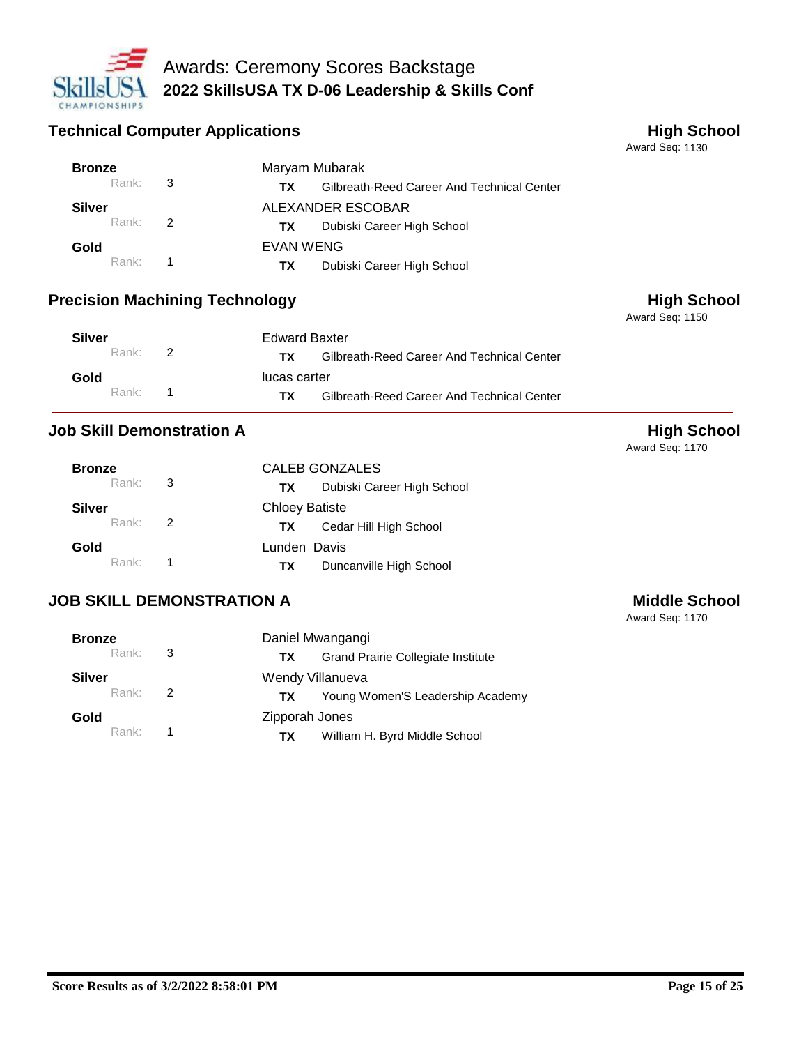# Awards: Ceremony Scores Backstage

## 2022 SkillsUSA TX D-06 Leadership & Skills Conf

### Technical Computer Applications — High School

Award Seq: 1130

| Award | Rank | Name | State | School |
|---|---|---|---|---|
| Bronze | 3 | Maryam Mubarak | TX | Gilbreath-Reed Career And Technical Center |
| Silver | 2 | ALEXANDER ESCOBAR | TX | Dubiski Career High School |
| Gold | 1 | EVAN WENG | TX | Dubiski Career High School |

### Precision Machining Technology — High School

Award Seq: 1150

| Award | Rank | Name | State | School |
|---|---|---|---|---|
| Silver | 2 | Edward Baxter | TX | Gilbreath-Reed Career And Technical Center |
| Gold | 1 | lucas carter | TX | Gilbreath-Reed Career And Technical Center |

### Job Skill Demonstration A — High School

Award Seq: 1170

| Award | Rank | Name | State | School |
|---|---|---|---|---|
| Bronze | 3 | CALEB GONZALES | TX | Dubiski Career High School |
| Silver | 2 | Chloey Batiste | TX | Cedar Hill High School |
| Gold | 1 | Lunden Davis | TX | Duncanville High School |

### JOB SKILL DEMONSTRATION A — Middle School

Award Seq: 1170

| Award | Rank | Name | State | School |
|---|---|---|---|---|
| Bronze | 3 | Daniel Mwangangi | TX | Grand Prairie Collegiate Institute |
| Silver | 2 | Wendy Villanueva | TX | Young Women'S Leadership Academy |
| Gold | 1 | Zipporah Jones | TX | William H. Byrd Middle School |

Score Results as of 3/2/2022 8:58:01 PM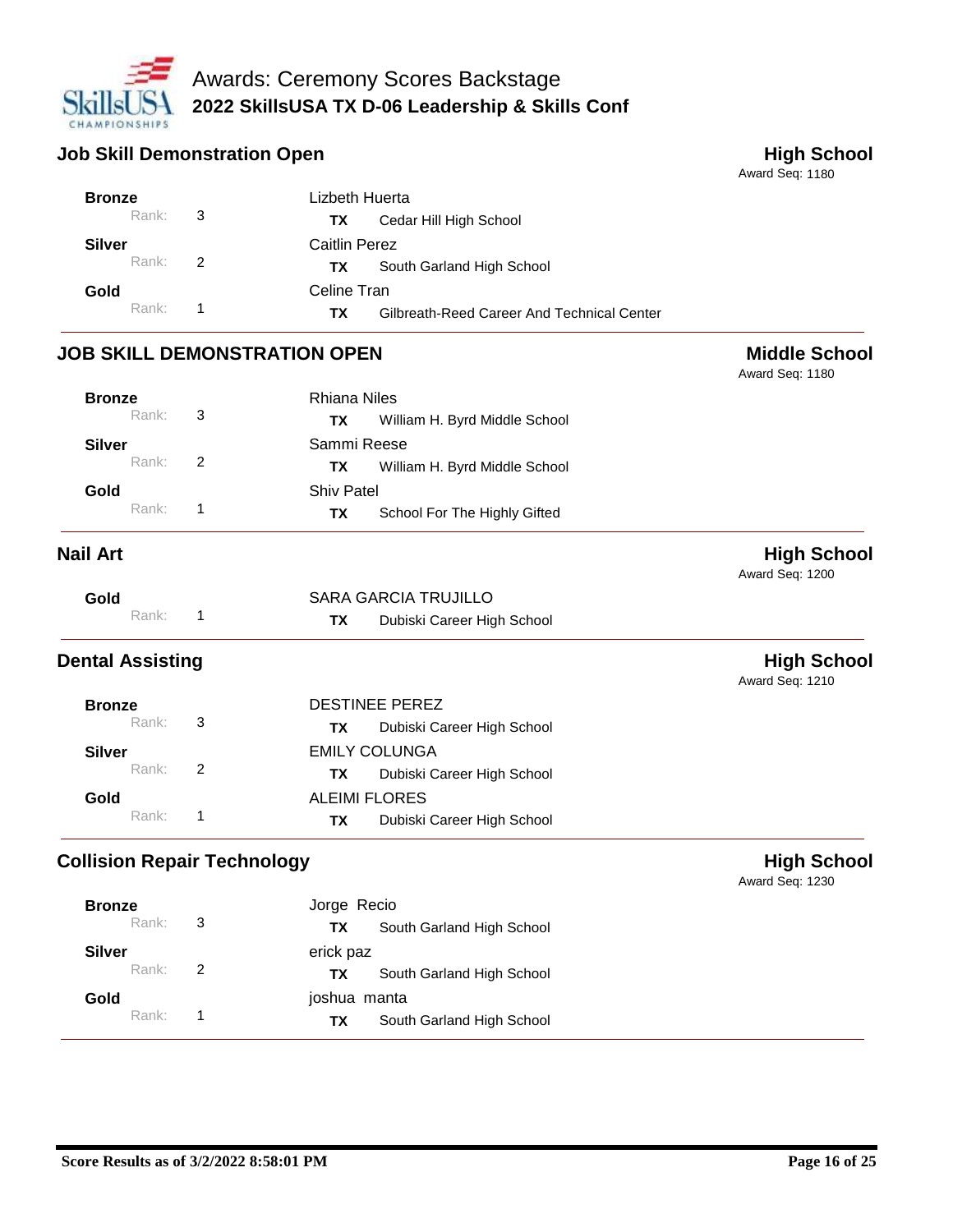# Awards: Ceremony Scores Backstage

## 2022 SkillsUSA TX D-06 Leadership & Skills Conf

### Job Skill Demonstration Open — High School

Award Seq: 1180

| Medal | Rank | Name | State | School |
|---|---|---|---|---|
| **Bronze** | 3 | Lizbeth Huerta | **TX** | Cedar Hill High School |
| **Silver** | 2 | Caitlin Perez | **TX** | South Garland High School |
| **Gold** | 1 | Celine Tran | **TX** | Gilbreath-Reed Career And Technical Center |

### JOB SKILL DEMONSTRATION OPEN — Middle School

Award Seq: 1180

| Medal | Rank | Name | State | School |
|---|---|---|---|---|
| **Bronze** | 3 | Rhiana Niles | **TX** | William H. Byrd Middle School |
| **Silver** | 2 | Sammi Reese | **TX** | William H. Byrd Middle School |
| **Gold** | 1 | Shiv Patel | **TX** | School For The Highly Gifted |

### Nail Art — High School

Award Seq: 1200

| Medal | Rank | Name | State | School |
|---|---|---|---|---|
| **Gold** | 1 | SARA GARCIA TRUJILLO | **TX** | Dubiski Career High School |

### Dental Assisting — High School

Award Seq: 1210

| Medal | Rank | Name | State | School |
|---|---|---|---|---|
| **Bronze** | 3 | DESTINEE PEREZ | **TX** | Dubiski Career High School |
| **Silver** | 2 | EMILY COLUNGA | **TX** | Dubiski Career High School |
| **Gold** | 1 | ALEIMI FLORES | **TX** | Dubiski Career High School |

### Collision Repair Technology — High School

Award Seq: 1230

| Medal | Rank | Name | State | School |
|---|---|---|---|---|
| **Bronze** | 3 | Jorge Recio | **TX** | South Garland High School |
| **Silver** | 2 | erick paz | **TX** | South Garland High School |
| **Gold** | 1 | joshua manta | **TX** | South Garland High School |

**Score Results as of 3/2/2022 8:58:01 PM**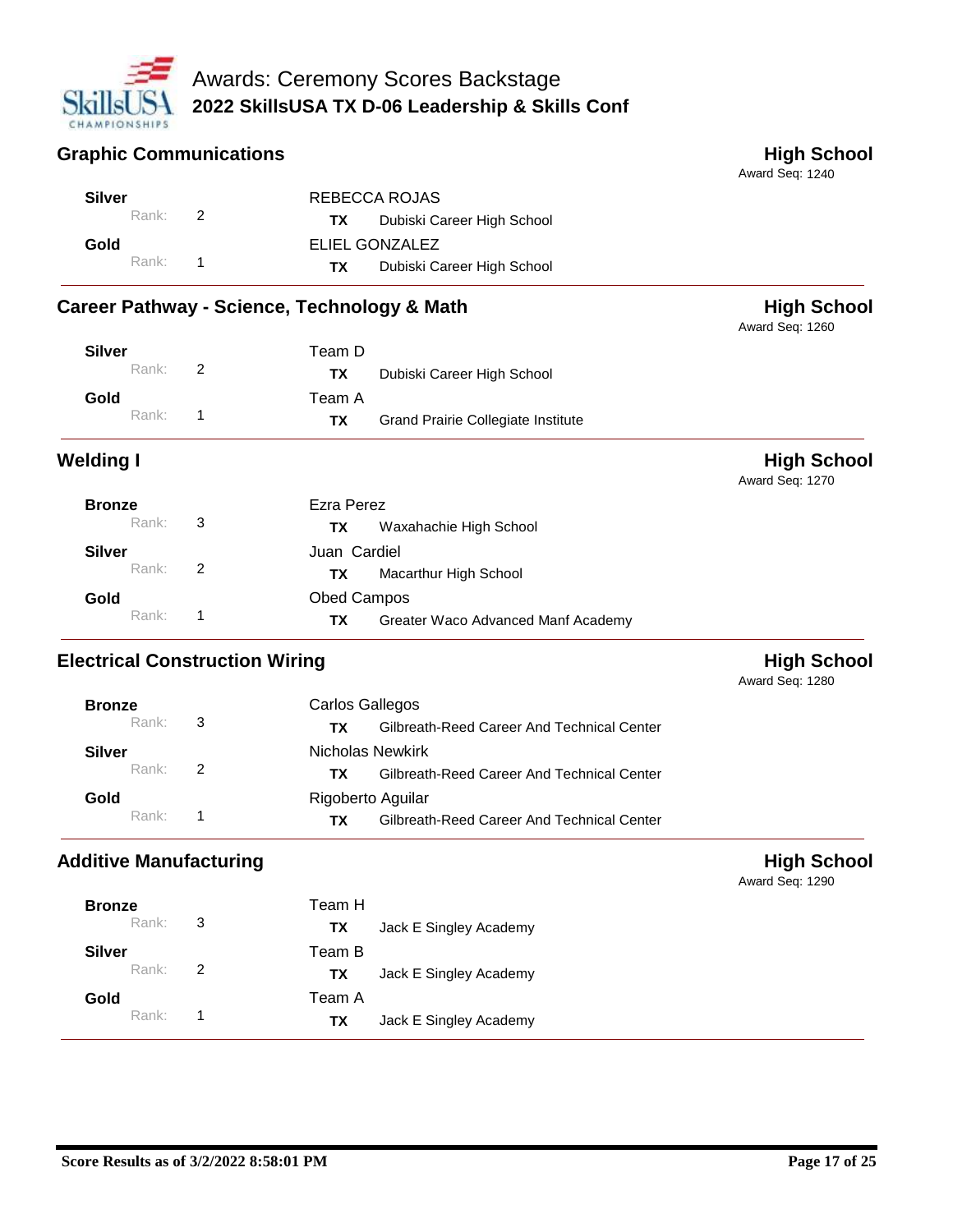# Awards: Ceremony Scores Backstage

## 2022 SkillsUSA TX D-06 Leadership & Skills Conf

### Graphic Communications

**High School**
Award Seq: 1240

| Award | Rank | Name | State | School |
|---|---|---|---|---|
| **Silver** | 2 | REBECCA ROJAS | **TX** | Dubiski Career High School |
| **Gold** | 1 | ELIEL GONZALEZ | **TX** | Dubiski Career High School |

### Career Pathway - Science, Technology & Math

**High School**
Award Seq: 1260

| Award | Rank | Name | State | School |
|---|---|---|---|---|
| **Silver** | 2 | Team D | **TX** | Dubiski Career High School |
| **Gold** | 1 | Team A | **TX** | Grand Prairie Collegiate Institute |

### Welding I

**High School**
Award Seq: 1270

| Award | Rank | Name | State | School |
|---|---|---|---|---|
| **Bronze** | 3 | Ezra Perez | **TX** | Waxahachie High School |
| **Silver** | 2 | Juan Cardiel | **TX** | Macarthur High School |
| **Gold** | 1 | Obed Campos | **TX** | Greater Waco Advanced Manf Academy |

### Electrical Construction Wiring

**High School**
Award Seq: 1280

| Award | Rank | Name | State | School |
|---|---|---|---|---|
| **Bronze** | 3 | Carlos Gallegos | **TX** | Gilbreath-Reed Career And Technical Center |
| **Silver** | 2 | Nicholas Newkirk | **TX** | Gilbreath-Reed Career And Technical Center |
| **Gold** | 1 | Rigoberto Aguilar | **TX** | Gilbreath-Reed Career And Technical Center |

### Additive Manufacturing

**High School**
Award Seq: 1290

| Award | Rank | Name | State | School |
|---|---|---|---|---|
| **Bronze** | 3 | Team H | **TX** | Jack E Singley Academy |
| **Silver** | 2 | Team B | **TX** | Jack E Singley Academy |
| **Gold** | 1 | Team A | **TX** | Jack E Singley Academy |

**Score Results as of 3/2/2022 8:58:01 PM**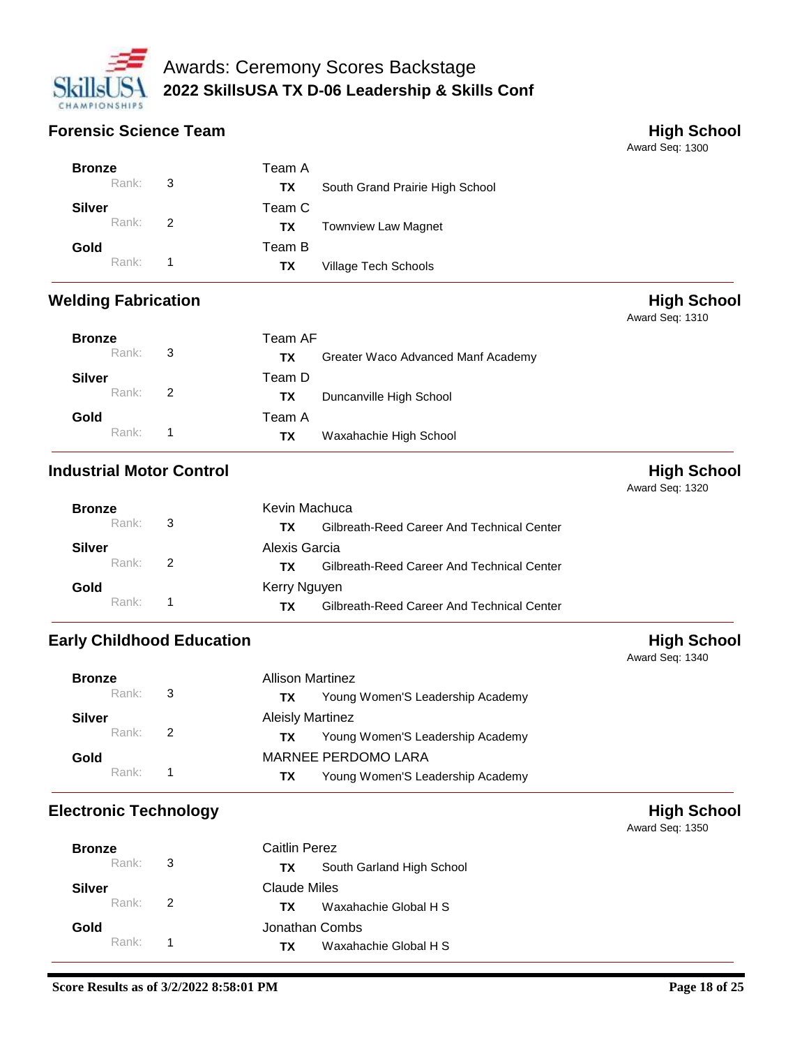# Awards: Ceremony Scores Backstage

## 2022 SkillsUSA TX D-06 Leadership & Skills Conf

### Forensic Science Team

**High School**
Award Seq: 1300

| Award | Rank | Name | State | School |
|---|---|---|---|---|
| **Bronze** | 3 | Team A | **TX** | South Grand Prairie High School |
| **Silver** | 2 | Team C | **TX** | Townview Law Magnet |
| **Gold** | 1 | Team B | **TX** | Village Tech Schools |

### Welding Fabrication

**High School**
Award Seq: 1310

| Award | Rank | Name | State | School |
|---|---|---|---|---|
| **Bronze** | 3 | Team AF | **TX** | Greater Waco Advanced Manf Academy |
| **Silver** | 2 | Team D | **TX** | Duncanville High School |
| **Gold** | 1 | Team A | **TX** | Waxahachie High School |

### Industrial Motor Control

**High School**
Award Seq: 1320

| Award | Rank | Name | State | School |
|---|---|---|---|---|
| **Bronze** | 3 | Kevin Machuca | **TX** | Gilbreath-Reed Career And Technical Center |
| **Silver** | 2 | Alexis Garcia | **TX** | Gilbreath-Reed Career And Technical Center |
| **Gold** | 1 | Kerry Nguyen | **TX** | Gilbreath-Reed Career And Technical Center |

### Early Childhood Education

**High School**
Award Seq: 1340

| Award | Rank | Name | State | School |
|---|---|---|---|---|
| **Bronze** | 3 | Allison Martinez | **TX** | Young Women'S Leadership Academy |
| **Silver** | 2 | Aleisly Martinez | **TX** | Young Women'S Leadership Academy |
| **Gold** | 1 | MARNEE PERDOMO LARA | **TX** | Young Women'S Leadership Academy |

### Electronic Technology

**High School**
Award Seq: 1350

| Award | Rank | Name | State | School |
|---|---|---|---|---|
| **Bronze** | 3 | Caitlin Perez | **TX** | South Garland High School |
| **Silver** | 2 | Claude Miles | **TX** | Waxahachie Global H S |
| **Gold** | 1 | Jonathan Combs | **TX** | Waxahachie Global H S |

**Score Results as of 3/2/2022 8:58:01 PM**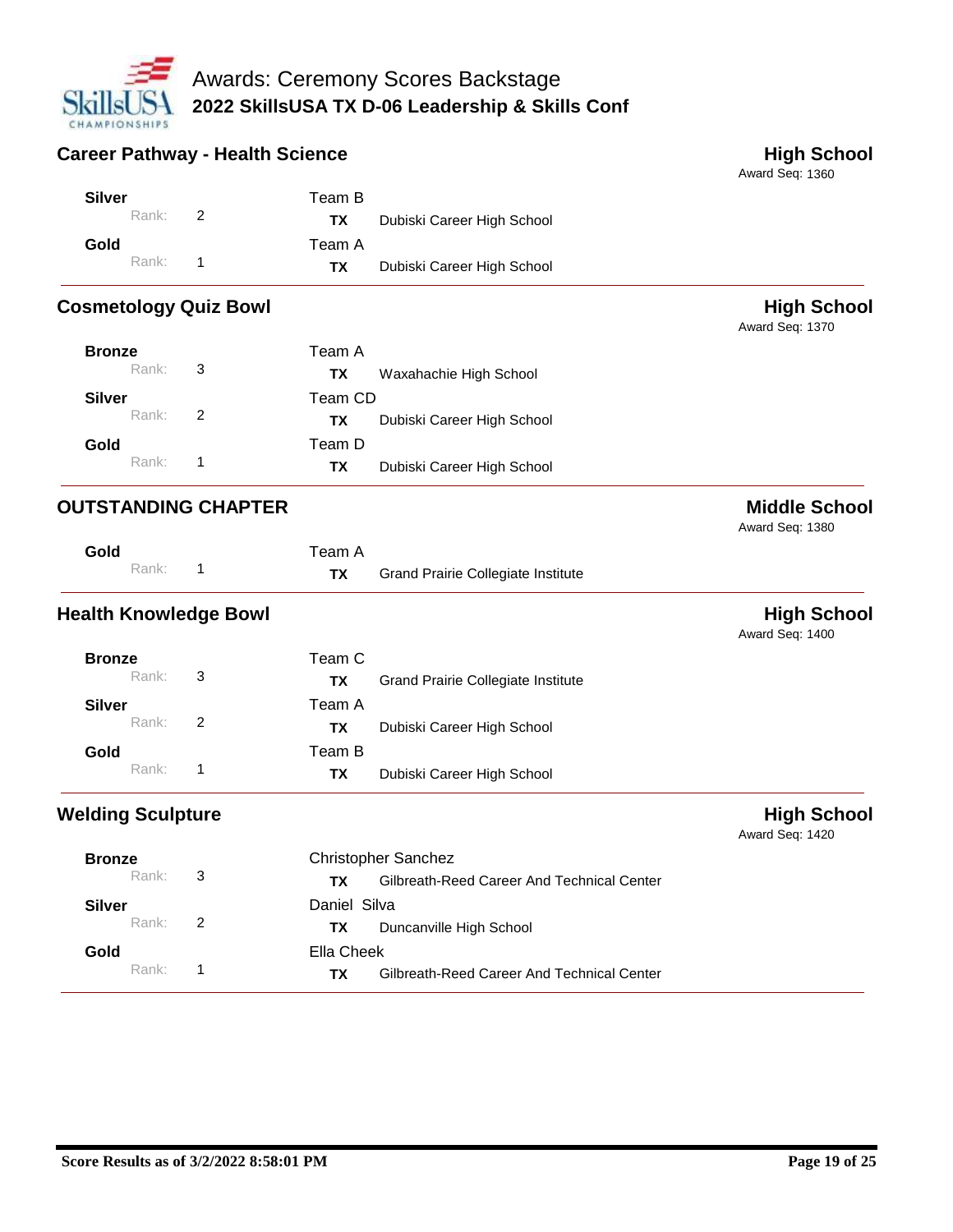## Career Pathway - Health Science

**High School**
Award Seq: 1360

| Award | Rank | Contestant | State | School |
|---|---|---|---|---|
| **Silver** | 2 | Team B | TX | Dubiski Career High School |
| **Gold** | 1 | Team A | TX | Dubiski Career High School |

## Cosmetology Quiz Bowl

**High School**
Award Seq: 1370

| Award | Rank | Contestant | State | School |
|---|---|---|---|---|
| **Bronze** | 3 | Team A | TX | Waxahachie High School |
| **Silver** | 2 | Team CD | TX | Dubiski Career High School |
| **Gold** | 1 | Team D | TX | Dubiski Career High School |

## OUTSTANDING CHAPTER

**Middle School**
Award Seq: 1380

| Award | Rank | Contestant | State | School |
|---|---|---|---|---|
| **Gold** | 1 | Team A | TX | Grand Prairie Collegiate Institute |

## Health Knowledge Bowl

**High School**
Award Seq: 1400

| Award | Rank | Contestant | State | School |
|---|---|---|---|---|
| **Bronze** | 3 | Team C | TX | Grand Prairie Collegiate Institute |
| **Silver** | 2 | Team A | TX | Dubiski Career High School |
| **Gold** | 1 | Team B | TX | Dubiski Career High School |

## Welding Sculpture

**High School**
Award Seq: 1420

| Award | Rank | Contestant | State | School |
|---|---|---|---|---|
| **Bronze** | 3 | Christopher Sanchez | TX | Gilbreath-Reed Career And Technical Center |
| **Silver** | 2 | Daniel Silva | TX | Duncanville High School |
| **Gold** | 1 | Ella Cheek | TX | Gilbreath-Reed Career And Technical Center |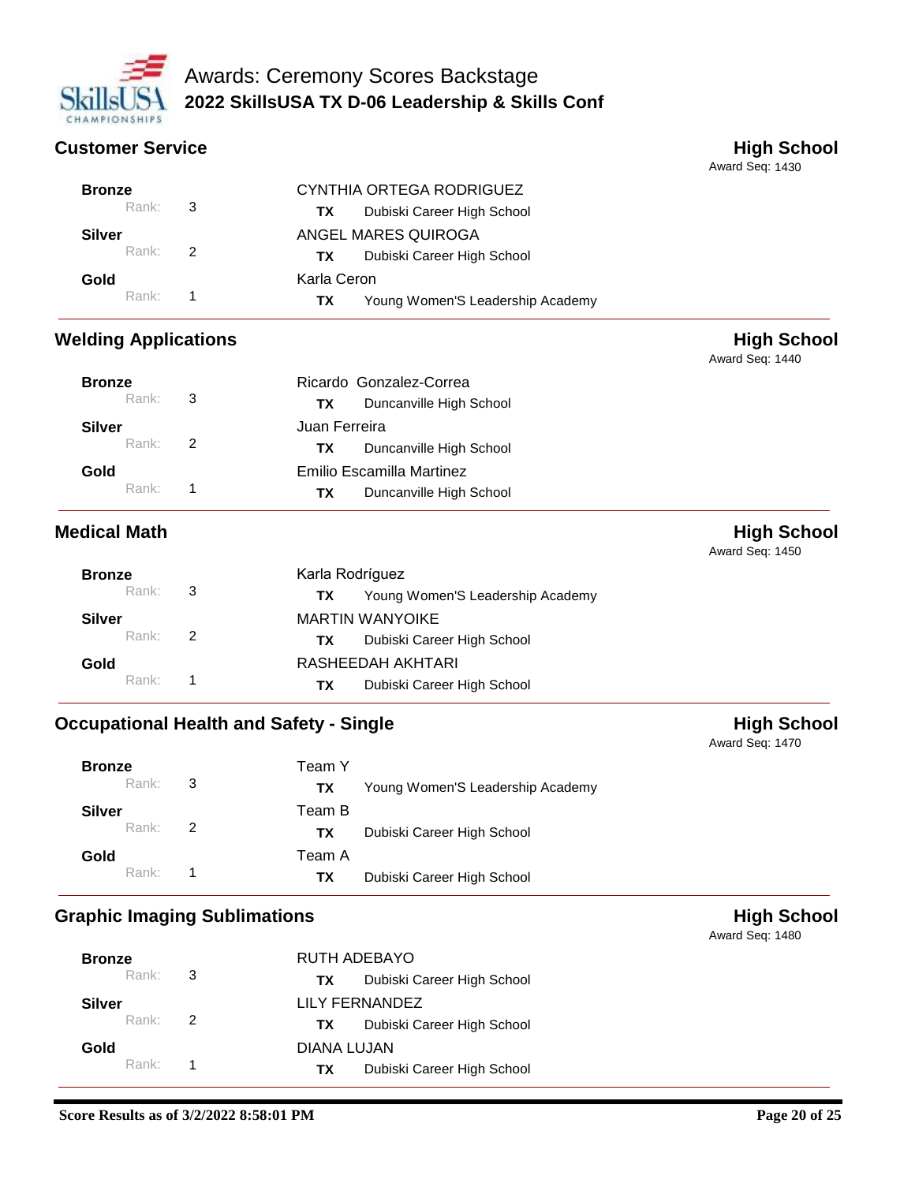# Awards: Ceremony Scores Backstage

## 2022 SkillsUSA TX D-06 Leadership & Skills Conf

### Customer Service

**High School**
Award Seq: 1430

| Award | Rank | Name | State | School |
|---|---|---|---|---|
| **Bronze** | 3 | CYNTHIA ORTEGA RODRIGUEZ | **TX** | Dubiski Career High School |
| **Silver** | 2 | ANGEL MARES QUIROGA | **TX** | Dubiski Career High School |
| **Gold** | 1 | Karla Ceron | **TX** | Young Women'S Leadership Academy |

### Welding Applications

**High School**
Award Seq: 1440

| Award | Rank | Name | State | School |
|---|---|---|---|---|
| **Bronze** | 3 | Ricardo Gonzalez-Correa | **TX** | Duncanville High School |
| **Silver** | 2 | Juan Ferreira | **TX** | Duncanville High School |
| **Gold** | 1 | Emilio Escamilla Martinez | **TX** | Duncanville High School |

### Medical Math

**High School**
Award Seq: 1450

| Award | Rank | Name | State | School |
|---|---|---|---|---|
| **Bronze** | 3 | Karla Rodríguez | **TX** | Young Women'S Leadership Academy |
| **Silver** | 2 | MARTIN WANYOIKE | **TX** | Dubiski Career High School |
| **Gold** | 1 | RASHEEDAH AKHTARI | **TX** | Dubiski Career High School |

### Occupational Health and Safety - Single

**High School**
Award Seq: 1470

| Award | Rank | Name | State | School |
|---|---|---|---|---|
| **Bronze** | 3 | Team Y | **TX** | Young Women'S Leadership Academy |
| **Silver** | 2 | Team B | **TX** | Dubiski Career High School |
| **Gold** | 1 | Team A | **TX** | Dubiski Career High School |

### Graphic Imaging Sublimations

**High School**
Award Seq: 1480

| Award | Rank | Name | State | School |
|---|---|---|---|---|
| **Bronze** | 3 | RUTH ADEBAYO | **TX** | Dubiski Career High School |
| **Silver** | 2 | LILY FERNANDEZ | **TX** | Dubiski Career High School |
| **Gold** | 1 | DIANA LUJAN | **TX** | Dubiski Career High School |

**Score Results as of 3/2/2022 8:58:01 PM**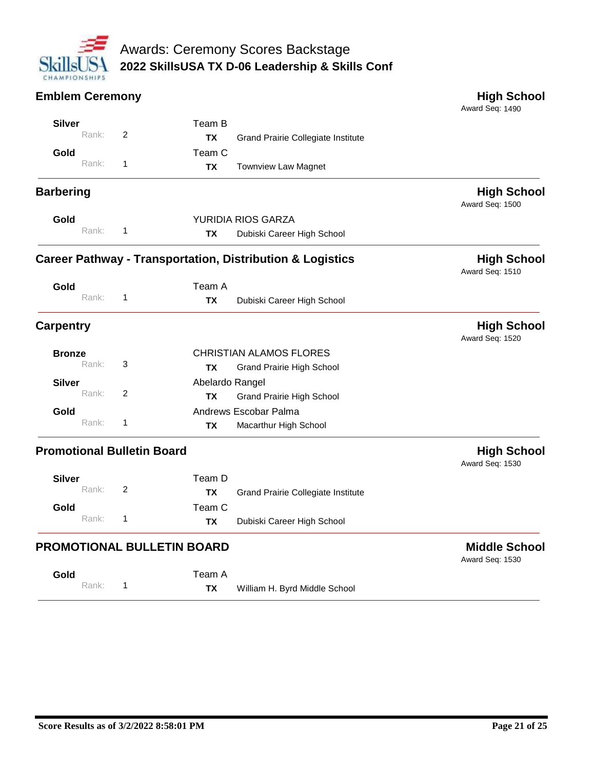# Awards: Ceremony Scores Backstage

## 2022 SkillsUSA TX D-06 Leadership & Skills Conf

### Emblem Ceremony — High School

Award Seq: 1490

| Award | Rank | Name | State | School |
| --- | --- | --- | --- | --- |
| Silver | 2 | Team B | TX | Grand Prairie Collegiate Institute |
| Gold | 1 | Team C | TX | Townview Law Magnet |

### Barbering — High School

Award Seq: 1500

| Award | Rank | Name | State | School |
| --- | --- | --- | --- | --- |
| Gold | 1 | YURIDIA RIOS GARZA | TX | Dubiski Career High School |

### Career Pathway - Transportation, Distribution & Logistics — High School

Award Seq: 1510

| Award | Rank | Name | State | School |
| --- | --- | --- | --- | --- |
| Gold | 1 | Team A | TX | Dubiski Career High School |

### Carpentry — High School

Award Seq: 1520

| Award | Rank | Name | State | School |
| --- | --- | --- | --- | --- |
| Bronze | 3 | CHRISTIAN ALAMOS FLORES | TX | Grand Prairie High School |
| Silver | 2 | Abelardo Rangel | TX | Grand Prairie High School |
| Gold | 1 | Andrews Escobar Palma | TX | Macarthur High School |

### Promotional Bulletin Board — High School

Award Seq: 1530

| Award | Rank | Name | State | School |
| --- | --- | --- | --- | --- |
| Silver | 2 | Team D | TX | Grand Prairie Collegiate Institute |
| Gold | 1 | Team C | TX | Dubiski Career High School |

### PROMOTIONAL BULLETIN BOARD — Middle School

Award Seq: 1530

| Award | Rank | Name | State | School |
| --- | --- | --- | --- | --- |
| Gold | 1 | Team A | TX | William H. Byrd Middle School |

Score Results as of 3/2/2022 8:58:01 PM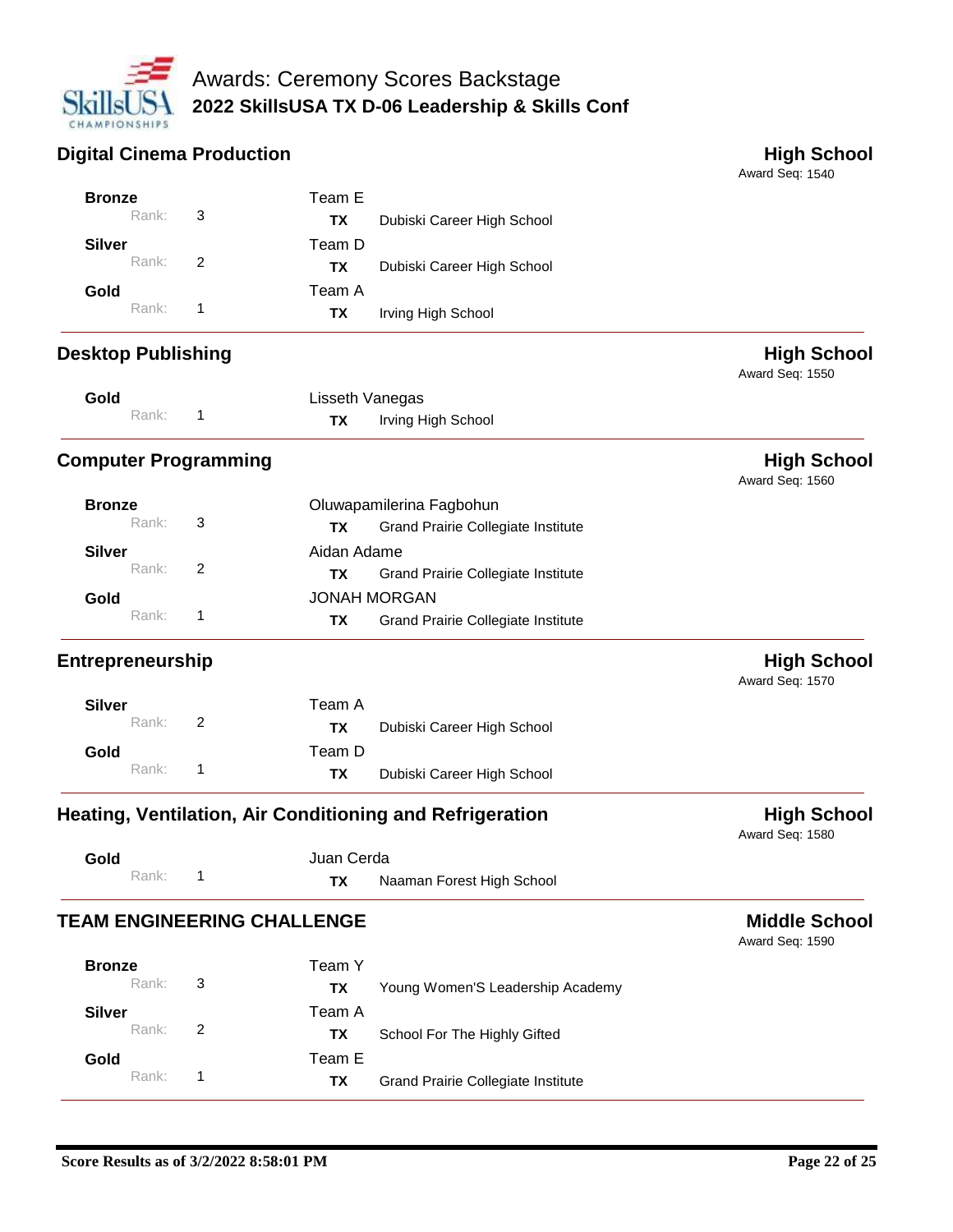# Awards: Ceremony Scores Backstage

## 2022 SkillsUSA TX D-06 Leadership & Skills Conf

### Digital Cinema Production

**High School**
Award Seq: 1540

| Award | Rank | Name | State | School |
|---|---|---|---|---|
| **Bronze** | 3 | Team E | **TX** | Dubiski Career High School |
| **Silver** | 2 | Team D | **TX** | Dubiski Career High School |
| **Gold** | 1 | Team A | **TX** | Irving High School |

### Desktop Publishing

**High School**
Award Seq: 1550

| Award | Rank | Name | State | School |
|---|---|---|---|---|
| **Gold** | 1 | Lisseth Vanegas | **TX** | Irving High School |

### Computer Programming

**High School**
Award Seq: 1560

| Award | Rank | Name | State | School |
|---|---|---|---|---|
| **Bronze** | 3 | Oluwapamilerina Fagbohun | **TX** | Grand Prairie Collegiate Institute |
| **Silver** | 2 | Aidan Adame | **TX** | Grand Prairie Collegiate Institute |
| **Gold** | 1 | JONAH MORGAN | **TX** | Grand Prairie Collegiate Institute |

### Entrepreneurship

**High School**
Award Seq: 1570

| Award | Rank | Name | State | School |
|---|---|---|---|---|
| **Silver** | 2 | Team A | **TX** | Dubiski Career High School |
| **Gold** | 1 | Team D | **TX** | Dubiski Career High School |

### Heating, Ventilation, Air Conditioning and Refrigeration

**High School**
Award Seq: 1580

| Award | Rank | Name | State | School |
|---|---|---|---|---|
| **Gold** | 1 | Juan Cerda | **TX** | Naaman Forest High School |

### TEAM ENGINEERING CHALLENGE

**Middle School**
Award Seq: 1590

| Award | Rank | Name | State | School |
|---|---|---|---|---|
| **Bronze** | 3 | Team Y | **TX** | Young Women'S Leadership Academy |
| **Silver** | 2 | Team A | **TX** | School For The Highly Gifted |
| **Gold** | 1 | Team E | **TX** | Grand Prairie Collegiate Institute |

**Score Results as of 3/2/2022 8:58:01 PM**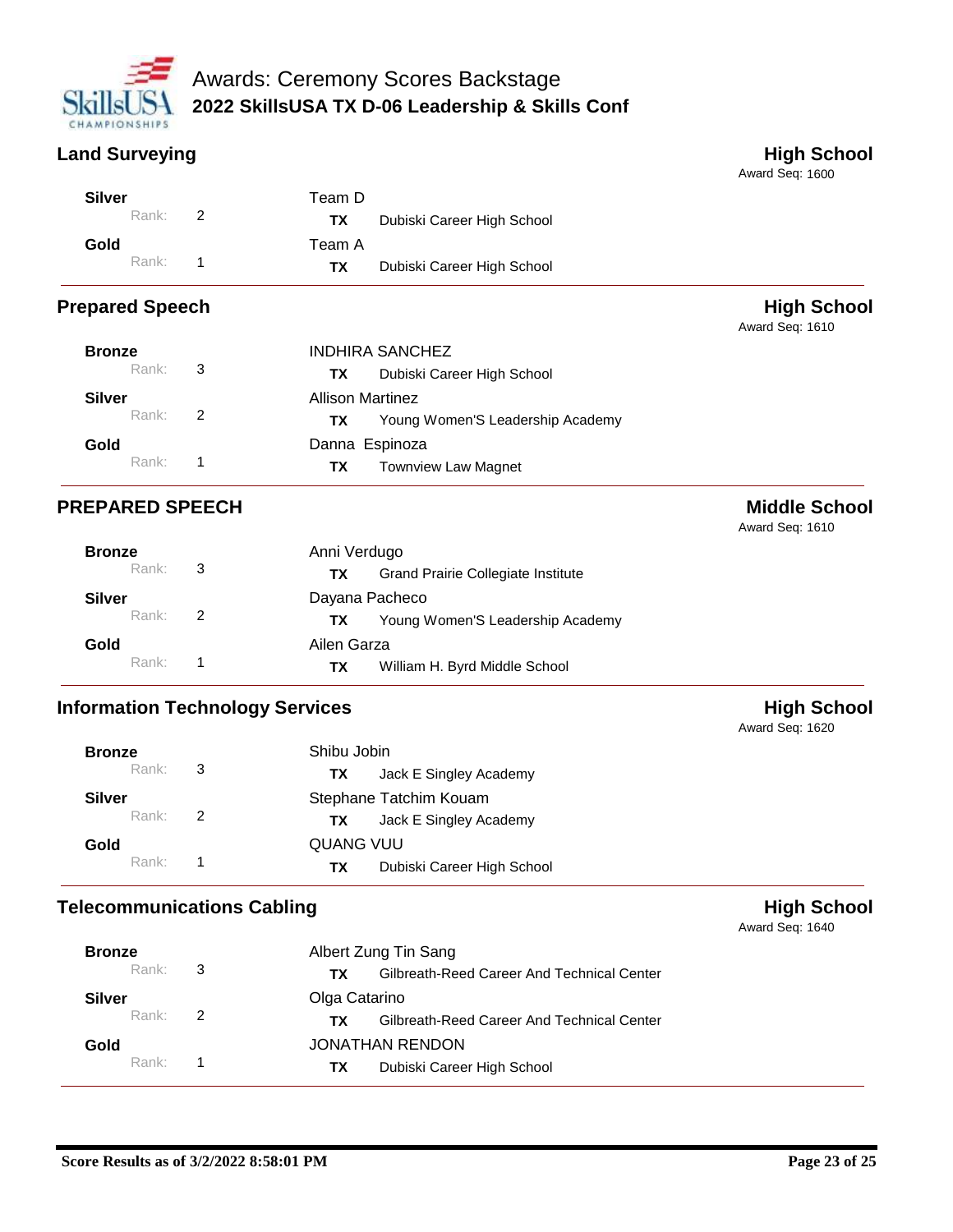# Awards: Ceremony Scores Backstage

## 2022 SkillsUSA TX D-06 Leadership & Skills Conf

### Land Surveying — High School

Award Seq: 1600

| Medal | Rank | Name | State | School |
|---|---|---|---|---|
| Silver | 2 | Team D | TX | Dubiski Career High School |
| Gold | 1 | Team A | TX | Dubiski Career High School |

### Prepared Speech — High School

Award Seq: 1610

| Medal | Rank | Name | State | School |
|---|---|---|---|---|
| Bronze | 3 | INDHIRA SANCHEZ | TX | Dubiski Career High School |
| Silver | 2 | Allison Martinez | TX | Young Women'S Leadership Academy |
| Gold | 1 | Danna Espinoza | TX | Townview Law Magnet |

### PREPARED SPEECH — Middle School

Award Seq: 1610

| Medal | Rank | Name | State | School |
|---|---|---|---|---|
| Bronze | 3 | Anni Verdugo | TX | Grand Prairie Collegiate Institute |
| Silver | 2 | Dayana Pacheco | TX | Young Women'S Leadership Academy |
| Gold | 1 | Ailen Garza | TX | William H. Byrd Middle School |

### Information Technology Services — High School

Award Seq: 1620

| Medal | Rank | Name | State | School |
|---|---|---|---|---|
| Bronze | 3 | Shibu Jobin | TX | Jack E Singley Academy |
| Silver | 2 | Stephane Tatchim Kouam | TX | Jack E Singley Academy |
| Gold | 1 | QUANG VUU | TX | Dubiski Career High School |

### Telecommunications Cabling — High School

Award Seq: 1640

| Medal | Rank | Name | State | School |
|---|---|---|---|---|
| Bronze | 3 | Albert Zung Tin Sang | TX | Gilbreath-Reed Career And Technical Center |
| Silver | 2 | Olga Catarino | TX | Gilbreath-Reed Career And Technical Center |
| Gold | 1 | JONATHAN RENDON | TX | Dubiski Career High School |

Score Results as of 3/2/2022 8:58:01 PM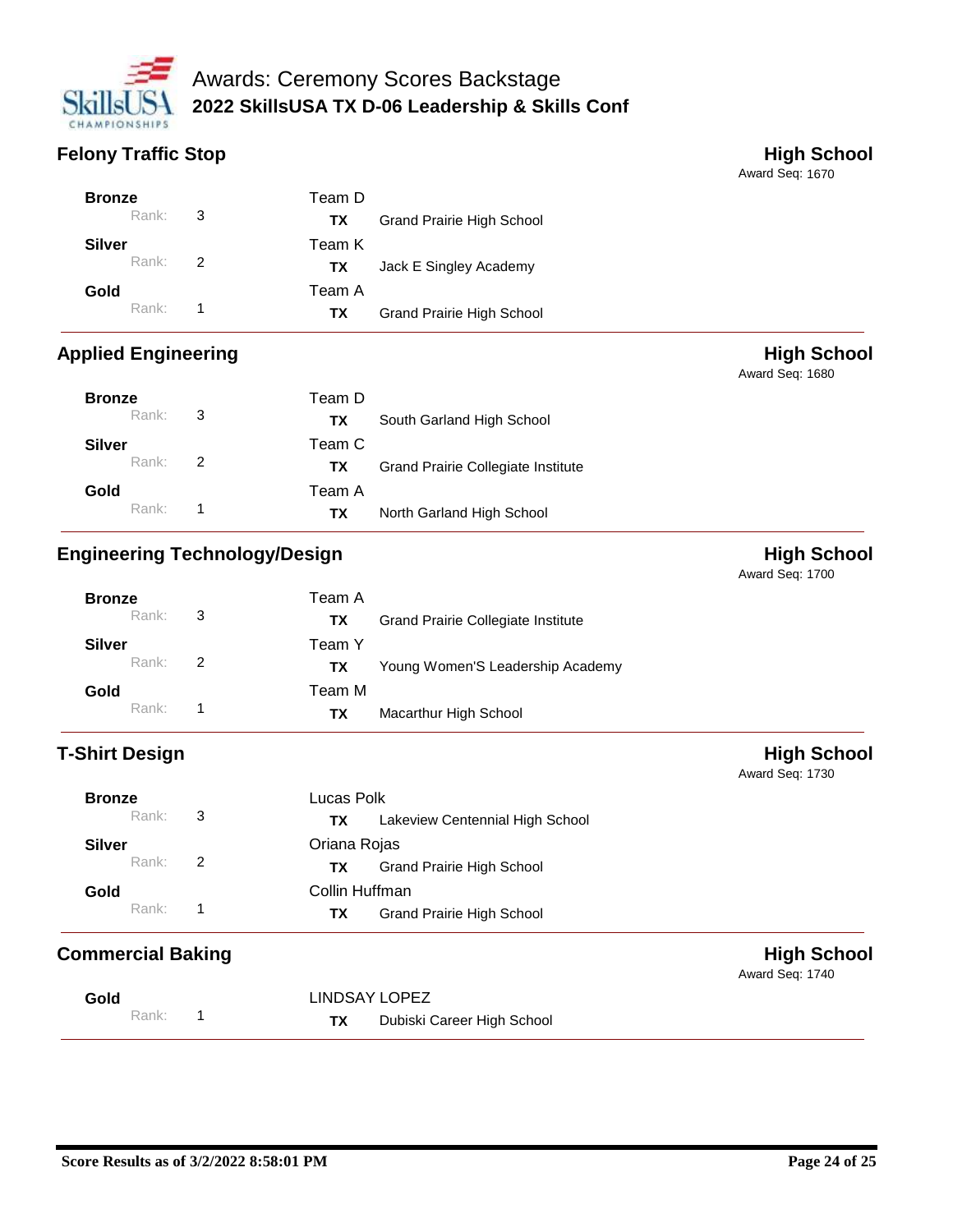# Awards: Ceremony Scores Backstage

**2022 SkillsUSA TX D-06 Leadership & Skills Conf**

## Felony Traffic Stop

**High School**
Award Seq: 1670

| Award | Rank | Team/Name | State | School |
|---|---|---|---|---|
| **Bronze** | 3 | Team D | **TX** | Grand Prairie High School |
| **Silver** | 2 | Team K | **TX** | Jack E Singley Academy |
| **Gold** | 1 | Team A | **TX** | Grand Prairie High School |

## Applied Engineering

**High School**
Award Seq: 1680

| Award | Rank | Team/Name | State | School |
|---|---|---|---|---|
| **Bronze** | 3 | Team D | **TX** | South Garland High School |
| **Silver** | 2 | Team C | **TX** | Grand Prairie Collegiate Institute |
| **Gold** | 1 | Team A | **TX** | North Garland High School |

## Engineering Technology/Design

**High School**
Award Seq: 1700

| Award | Rank | Team/Name | State | School |
|---|---|---|---|---|
| **Bronze** | 3 | Team A | **TX** | Grand Prairie Collegiate Institute |
| **Silver** | 2 | Team Y | **TX** | Young Women'S Leadership Academy |
| **Gold** | 1 | Team M | **TX** | Macarthur High School |

## T-Shirt Design

**High School**
Award Seq: 1730

| Award | Rank | Team/Name | State | School |
|---|---|---|---|---|
| **Bronze** | 3 | Lucas Polk | **TX** | Lakeview Centennial High School |
| **Silver** | 2 | Oriana Rojas | **TX** | Grand Prairie High School |
| **Gold** | 1 | Collin Huffman | **TX** | Grand Prairie High School |

## Commercial Baking

**High School**
Award Seq: 1740

| Award | Rank | Team/Name | State | School |
|---|---|---|---|---|
| **Gold** | 1 | LINDSAY LOPEZ | **TX** | Dubiski Career High School |

**Score Results as of 3/2/2022 8:58:01 PM**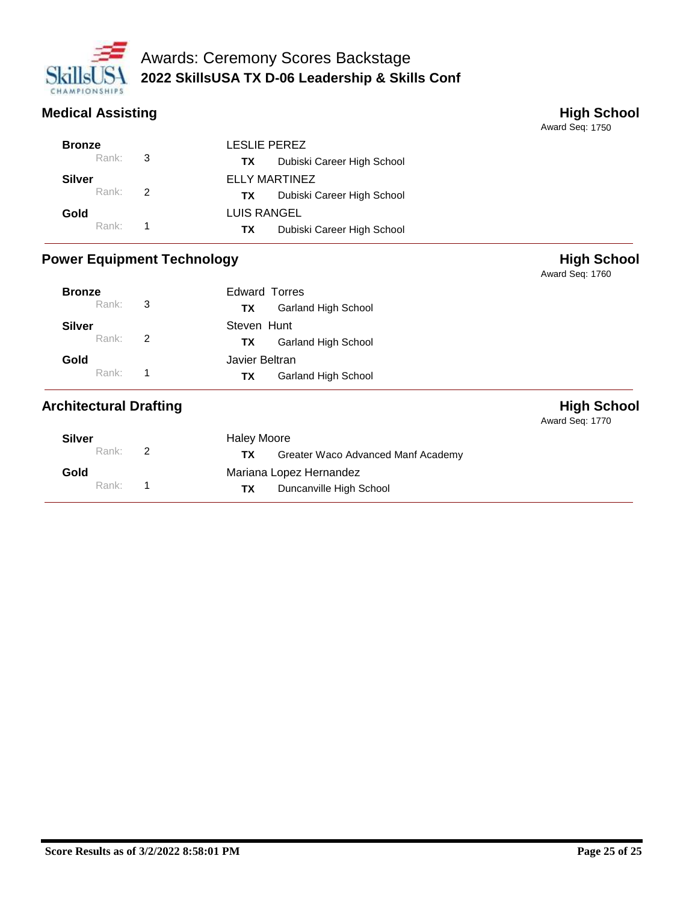Awards: Ceremony Scores Backstage

**2022 SkillsUSA TX D-06 Leadership & Skills Conf**

## Medical Assisting

**High School**
Award Seq: 1750

| | | | |
|---|---|---|---|
| **Bronze** Rank: 3 | LESLIE PEREZ | **TX** | Dubiski Career High School |
| **Silver** Rank: 2 | ELLY MARTINEZ | **TX** | Dubiski Career High School |
| **Gold** Rank: 1 | LUIS RANGEL | **TX** | Dubiski Career High School |

## Power Equipment Technology

**High School**
Award Seq: 1760

| | | | |
|---|---|---|---|
| **Bronze** Rank: 3 | Edward Torres | **TX** | Garland High School |
| **Silver** Rank: 2 | Steven Hunt | **TX** | Garland High School |
| **Gold** Rank: 1 | Javier Beltran | **TX** | Garland High School |

## Architectural Drafting

**High School**
Award Seq: 1770

| | | | |
|---|---|---|---|
| **Silver** Rank: 2 | Haley Moore | **TX** | Greater Waco Advanced Manf Academy |
| **Gold** Rank: 1 | Mariana Lopez Hernandez | **TX** | Duncanville High School |

**Score Results as of 3/2/2022 8:58:01 PM**